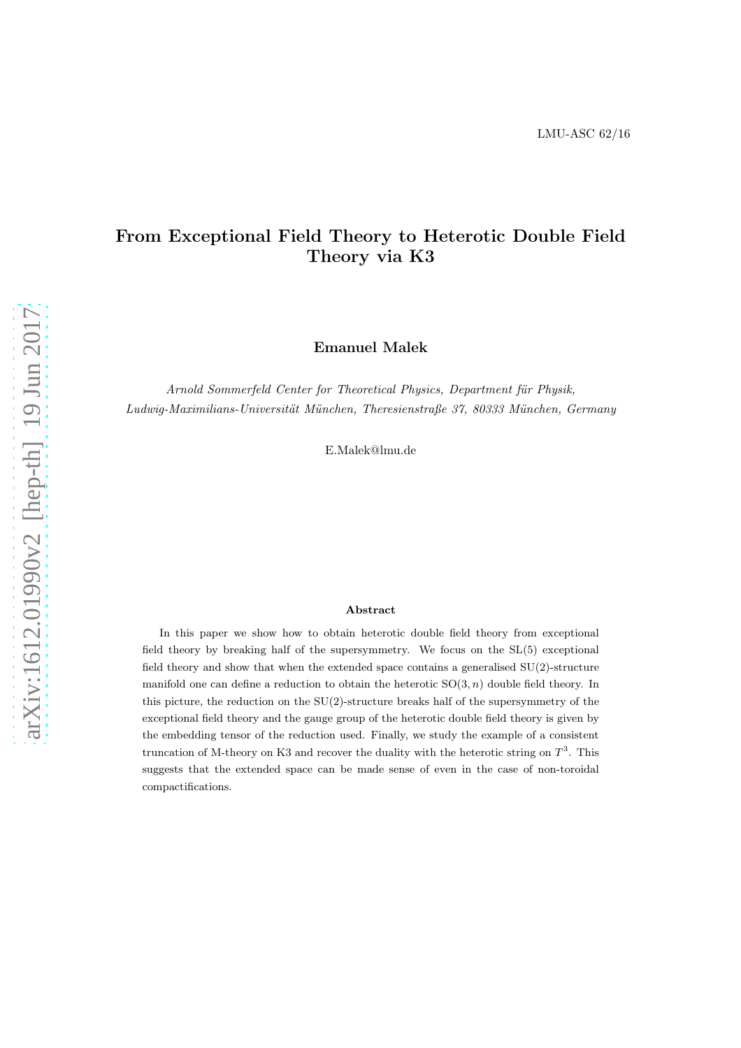LMU-ASC 62/16

# From Exceptional Field Theory to Heterotic Double Field Theory via K3

**Emanuel Malek**

*Arnold Sommerfeld Center for Theoretical Physics, Department für Physik, Ludwig-Maximilians-Universität München, Theresienstraße 37, 80333 München, Germany*

E.Malek@lmu.de

#### Abstract

In this paper we show how to obtain heterotic double field theory from exceptional field theory by breaking half of the supersymmetry. We focus on the SL(5) exceptional field theory and show that when the extended space contains a generalised SU(2)-structure manifold one can define a reduction to obtain the heterotic $\mathrm{SO}(3,n)$ double field theory. In this picture, the reduction on the SU(2)-structure breaks half of the supersymmetry of the exceptional field theory and the gauge group of the heterotic double field theory is given by the embedding tensor of the reduction used. Finally, we study the example of a consistent truncation of M-theory on K3 and recover the duality with the heterotic string on $T^3$. This suggests that the extended space can be made sense of even in the case of non-toroidal compactifications.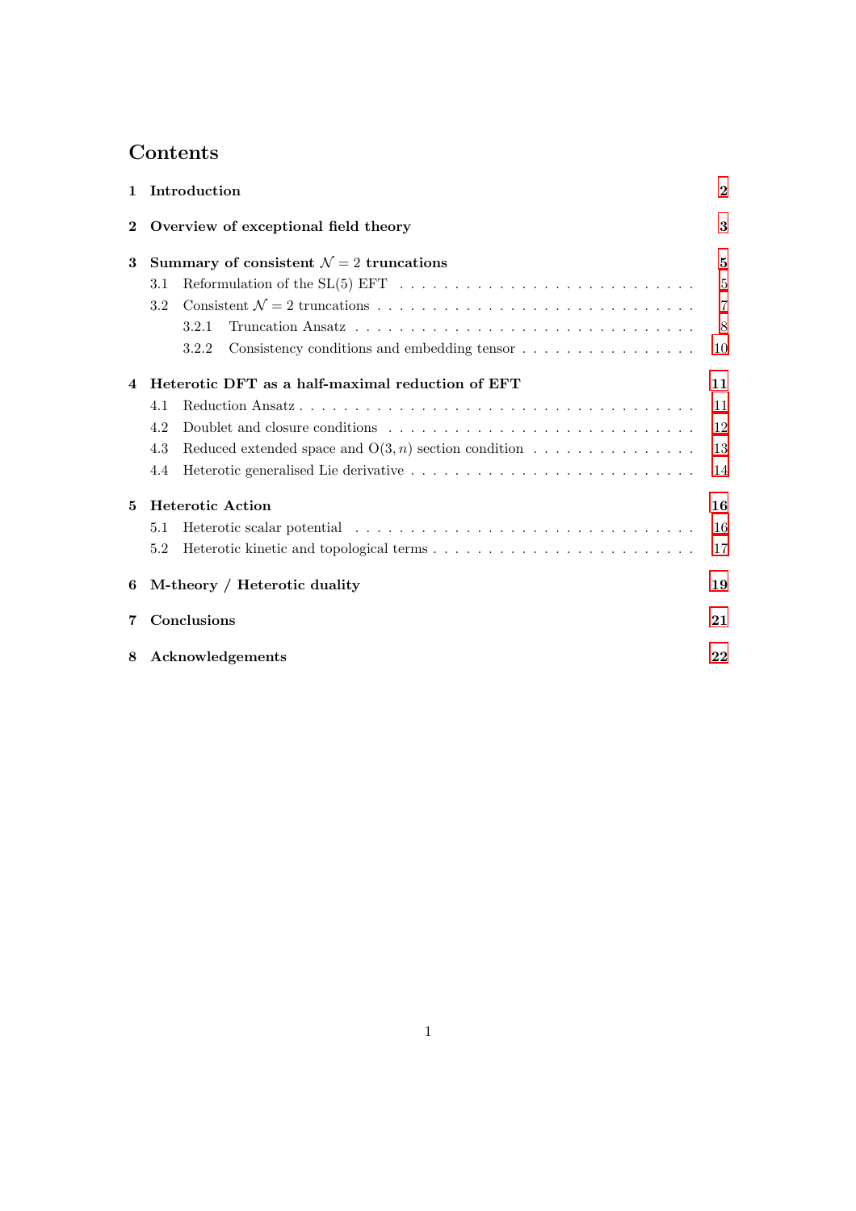# Contents

1 Introduction 2

2 Overview of exceptional field theory 3

3 Summary of consistent $\mathcal{N} = 2$ truncations 5
- 3.1 Reformulation of the SL(5) EFT 5
- 3.2 Consistent $\mathcal{N} = 2$ truncations 7
  - 3.2.1 Truncation Ansatz 8
  - 3.2.2 Consistency conditions and embedding tensor 10

4 Heterotic DFT as a half-maximal reduction of EFT 11
- 4.1 Reduction Ansatz 11
- 4.2 Doublet and closure conditions 12
- 4.3 Reduced extended space and $\mathrm{O}(3, n)$ section condition 13
- 4.4 Heterotic generalised Lie derivative 14

5 Heterotic Action 16
- 5.1 Heterotic scalar potential 16
- 5.2 Heterotic kinetic and topological terms 17

6 M-theory / Heterotic duality 19

7 Conclusions 21

8 Acknowledgements 22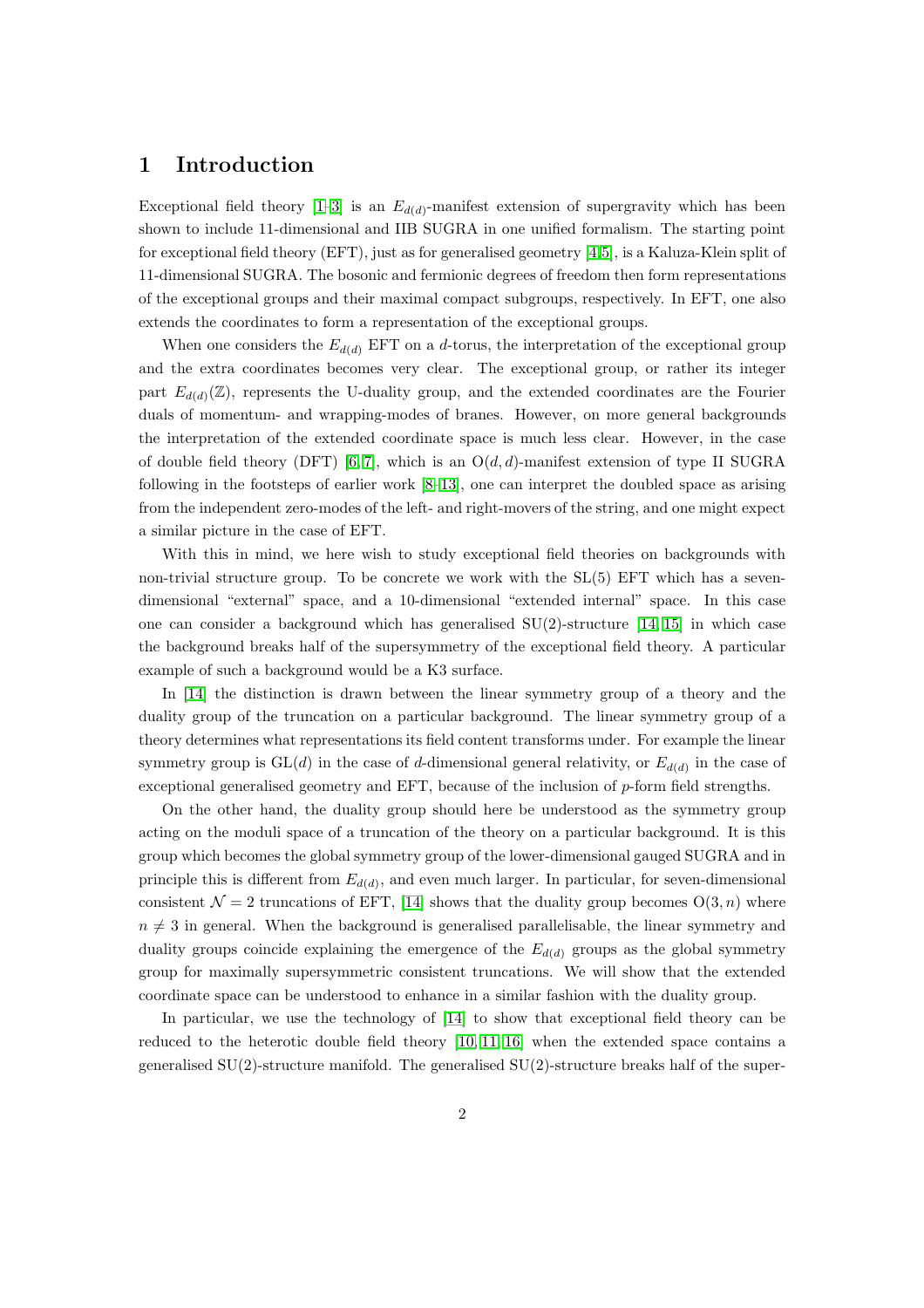# 1 Introduction

Exceptional field theory [1–3] is an $E_{d(d)}$-manifest extension of supergravity which has been shown to include 11-dimensional and IIB SUGRA in one unified formalism. The starting point for exceptional field theory (EFT), just as for generalised geometry [4,5], is a Kaluza-Klein split of 11-dimensional SUGRA. The bosonic and fermionic degrees of freedom then form representations of the exceptional groups and their maximal compact subgroups, respectively. In EFT, one also extends the coordinates to form a representation of the exceptional groups.

When one considers the $E_{d(d)}$ EFT on a $d$-torus, the interpretation of the exceptional group and the extra coordinates becomes very clear. The exceptional group, or rather its integer part $E_{d(d)}(\mathbb{Z})$, represents the U-duality group, and the extended coordinates are the Fourier duals of momentum- and wrapping-modes of branes. However, on more general backgrounds the interpretation of the extended coordinate space is much less clear. However, in the case of double field theory (DFT) [6,7], which is an $\mathrm{O}(d,d)$-manifest extension of type II SUGRA following in the footsteps of earlier work [8–13], one can interpret the doubled space as arising from the independent zero-modes of the left- and right-movers of the string, and one might expect a similar picture in the case of EFT.

With this in mind, we here wish to study exceptional field theories on backgrounds with non-trivial structure group. To be concrete we work with the SL(5) EFT which has a seven-dimensional "external" space, and a 10-dimensional "extended internal" space. In this case one can consider a background which has generalised SU(2)-structure [14,15] in which case the background breaks half of the supersymmetry of the exceptional field theory. A particular example of such a background would be a K3 surface.

In [14] the distinction is drawn between the linear symmetry group of a theory and the duality group of the truncation on a particular background. The linear symmetry group of a theory determines what representations its field content transforms under. For example the linear symmetry group is $\mathrm{GL}(d)$ in the case of $d$-dimensional general relativity, or $E_{d(d)}$ in the case of exceptional generalised geometry and EFT, because of the inclusion of $p$-form field strengths.

On the other hand, the duality group should here be understood as the symmetry group acting on the moduli space of a truncation of the theory on a particular background. It is this group which becomes the global symmetry group of the lower-dimensional gauged SUGRA and in principle this is different from $E_{d(d)}$, and even much larger. In particular, for seven-dimensional consistent $\mathcal{N}=2$ truncations of EFT, [14] shows that the duality group becomes $\mathrm{O}(3,n)$ where $n \neq 3$ in general. When the background is generalised parallelisable, the linear symmetry and duality groups coincide explaining the emergence of the $E_{d(d)}$ groups as the global symmetry group for maximally supersymmetric consistent truncations. We will show that the extended coordinate space can be understood to enhance in a similar fashion with the duality group.

In particular, we use the technology of [14] to show that exceptional field theory can be reduced to the heterotic double field theory [10,11,16] when the extended space contains a generalised SU(2)-structure manifold. The generalised SU(2)-structure breaks half of the super-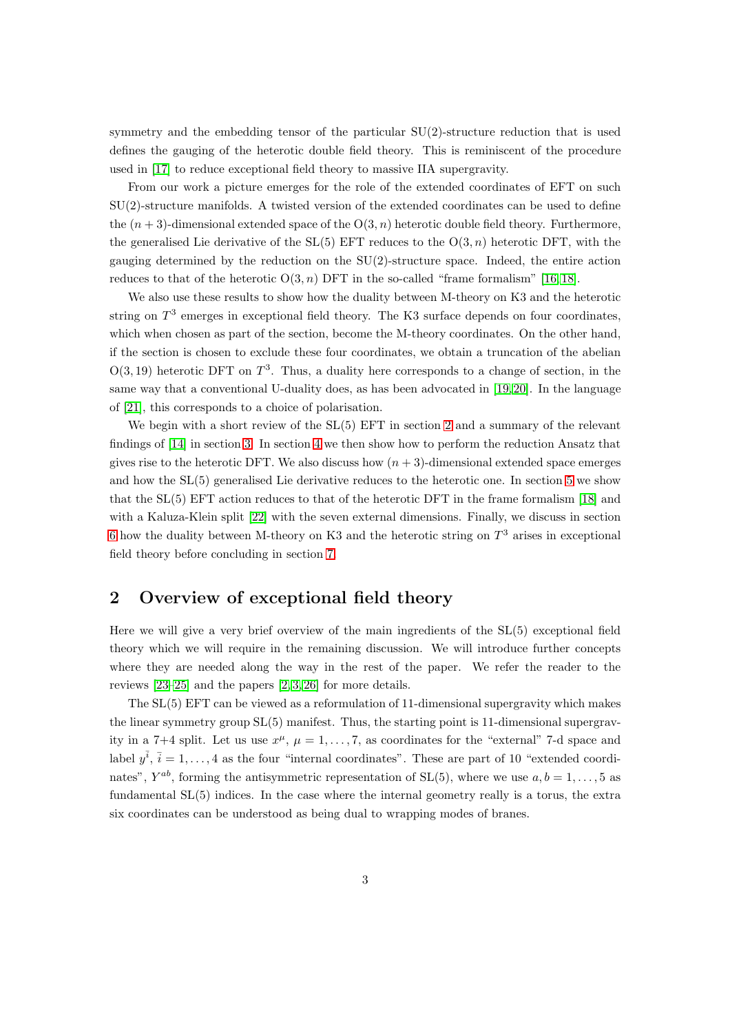symmetry and the embedding tensor of the particular SU(2)-structure reduction that is used defines the gauging of the heterotic double field theory. This is reminiscent of the procedure used in [17] to reduce exceptional field theory to massive IIA supergravity.

From our work a picture emerges for the role of the extended coordinates of EFT on such SU(2)-structure manifolds. A twisted version of the extended coordinates can be used to define the $(n+3)$-dimensional extended space of the $\mathrm{O}(3,n)$ heterotic double field theory. Furthermore, the generalised Lie derivative of the SL(5) EFT reduces to the $\mathrm{O}(3,n)$ heterotic DFT, with the gauging determined by the reduction on the SU(2)-structure space. Indeed, the entire action reduces to that of the heterotic $\mathrm{O}(3,n)$ DFT in the so-called "frame formalism" [16,18].

We also use these results to show how the duality between M-theory on K3 and the heterotic string on $T^3$ emerges in exceptional field theory. The K3 surface depends on four coordinates, which when chosen as part of the section, become the M-theory coordinates. On the other hand, if the section is chosen to exclude these four coordinates, we obtain a truncation of the abelian $\mathrm{O}(3,19)$ heterotic DFT on $T^3$. Thus, a duality here corresponds to a change of section, in the same way that a conventional U-duality does, as has been advocated in [19,20]. In the language of [21], this corresponds to a choice of polarisation.

We begin with a short review of the SL(5) EFT in section 2 and a summary of the relevant findings of [14] in section 3. In section 4 we then show how to perform the reduction Ansatz that gives rise to the heterotic DFT. We also discuss how $(n+3)$-dimensional extended space emerges and how the SL(5) generalised Lie derivative reduces to the heterotic one. In section 5 we show that the SL(5) EFT action reduces to that of the heterotic DFT in the frame formalism [18] and with a Kaluza-Klein split [22] with the seven external dimensions. Finally, we discuss in section 6 how the duality between M-theory on K3 and the heterotic string on $T^3$ arises in exceptional field theory before concluding in section 7.

## 2 Overview of exceptional field theory

Here we will give a very brief overview of the main ingredients of the SL(5) exceptional field theory which we will require in the remaining discussion. We will introduce further concepts where they are needed along the way in the rest of the paper. We refer the reader to the reviews [23–25] and the papers [2,3,26] for more details.

The SL(5) EFT can be viewed as a reformulation of 11-dimensional supergravity which makes the linear symmetry group SL(5) manifest. Thus, the starting point is 11-dimensional supergravity in a 7+4 split. Let us use $x^\mu$, $\mu = 1,\ldots,7$, as coordinates for the "external" 7-d space and label $y^{\bar{i}}$, $\bar{i} = 1,\ldots,4$ as the four "internal coordinates". These are part of 10 "extended coordinates", $Y^{ab}$, forming the antisymmetric representation of SL(5), where we use $a,b = 1,\ldots,5$ as fundamental SL(5) indices. In the case where the internal geometry really is a torus, the extra six coordinates can be understood as being dual to wrapping modes of branes.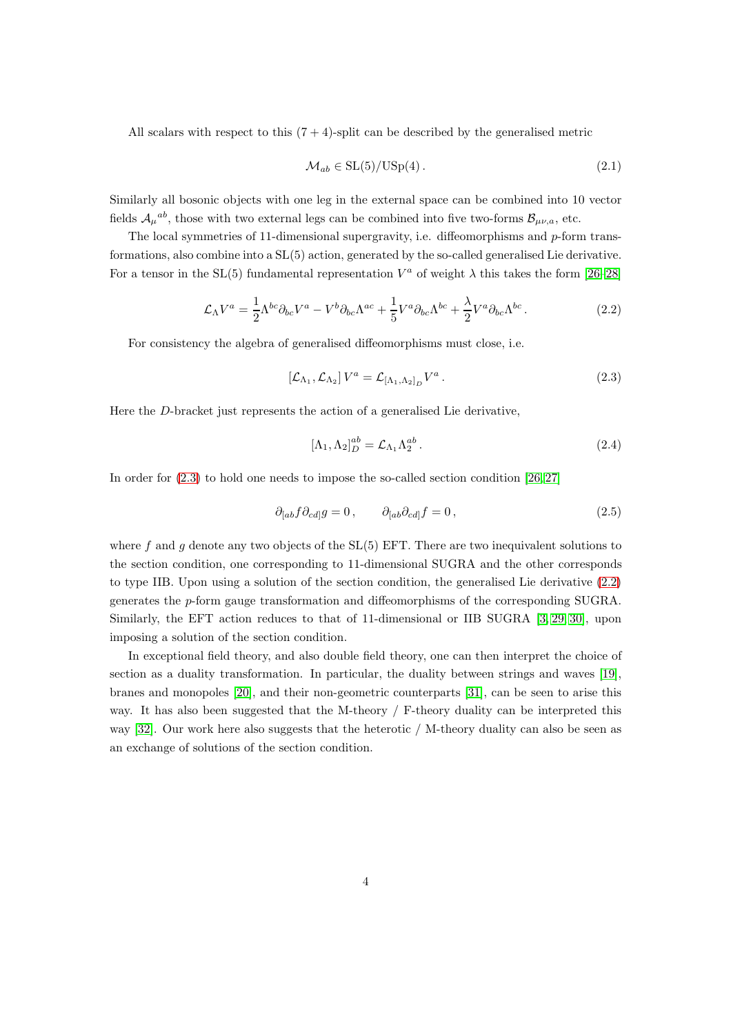All scalars with respect to this $(7+4)$-split can be described by the generalised metric

$$\mathcal{M}_{ab} \in \mathrm{SL}(5)/\mathrm{USp}(4)\,. \tag{2.1}$$

Similarly all bosonic objects with one leg in the external space can be combined into 10 vector fields $\mathcal{A}_\mu{}^{ab}$, those with two external legs can be combined into five two-forms $\mathcal{B}_{\mu\nu,a}$, etc.

The local symmetries of 11-dimensional supergravity, i.e. diffeomorphisms and $p$-form transformations, also combine into a SL(5) action, generated by the so-called generalised Lie derivative. For a tensor in the SL(5) fundamental representation $V^a$ of weight $\lambda$ this takes the form [26–28]

$$\mathcal{L}_\Lambda V^a = \frac{1}{2}\Lambda^{bc}\partial_{bc}V^a - V^b\partial_{bc}\Lambda^{ac} + \frac{1}{5}V^a\partial_{bc}\Lambda^{bc} + \frac{\lambda}{2}V^a\partial_{bc}\Lambda^{bc}\,. \tag{2.2}$$

For consistency the algebra of generalised diffeomorphisms must close, i.e.

$$\left[\mathcal{L}_{\Lambda_1}, \mathcal{L}_{\Lambda_2}\right] V^a = \mathcal{L}_{[\Lambda_1,\Lambda_2]_D} V^a\,. \tag{2.3}$$

Here the $D$-bracket just represents the action of a generalised Lie derivative,

$$[\Lambda_1, \Lambda_2]_D^{ab} = \mathcal{L}_{\Lambda_1}\Lambda_2^{ab}\,. \tag{2.4}$$

In order for (2.3) to hold one needs to impose the so-called section condition [26, 27]

$$\partial_{[ab}f\partial_{cd]}g = 0\,, \qquad \partial_{[ab}\partial_{cd]}f = 0\,, \tag{2.5}$$

where $f$ and $g$ denote any two objects of the SL(5) EFT. There are two inequivalent solutions to the section condition, one corresponding to 11-dimensional SUGRA and the other corresponds to type IIB. Upon using a solution of the section condition, the generalised Lie derivative (2.2) generates the $p$-form gauge transformation and diffeomorphisms of the corresponding SUGRA. Similarly, the EFT action reduces to that of 11-dimensional or IIB SUGRA [3, 29, 30], upon imposing a solution of the section condition.

In exceptional field theory, and also double field theory, one can then interpret the choice of section as a duality transformation. In particular, the duality between strings and waves [19], branes and monopoles [20], and their non-geometric counterparts [31], can be seen to arise this way. It has also been suggested that the M-theory / F-theory duality can be interpreted this way [32]. Our work here also suggests that the heterotic / M-theory duality can also be seen as an exchange of solutions of the section condition.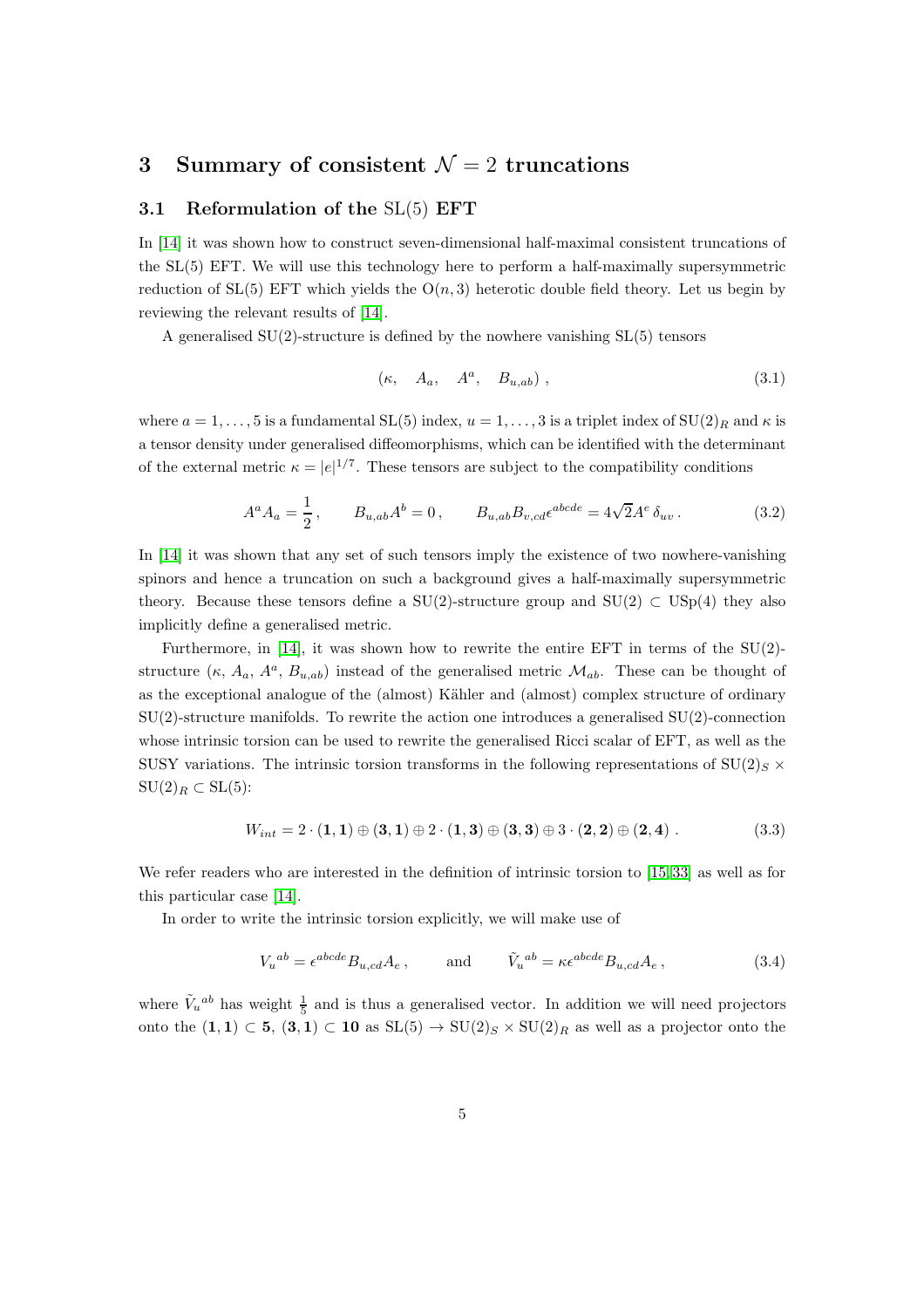## 3 Summary of consistent $\mathcal{N} = 2$ truncations

### 3.1 Reformulation of the SL(5) EFT

In [14] it was shown how to construct seven-dimensional half-maximal consistent truncations of the SL(5) EFT. We will use this technology here to perform a half-maximally supersymmetric reduction of SL(5) EFT which yields the $\mathrm{O}(n,3)$ heterotic double field theory. Let us begin by reviewing the relevant results of [14].

A generalised SU(2)-structure is defined by the nowhere vanishing SL(5) tensors

$$(\kappa, \quad A_a, \quad A^a, \quad B_{u,ab}) \,, \tag{3.1}$$

where $a = 1, \ldots, 5$ is a fundamental SL(5) index, $u = 1, \ldots, 3$ is a triplet index of $\mathrm{SU}(2)_R$ and $\kappa$ is a tensor density under generalised diffeomorphisms, which can be identified with the determinant of the external metric $\kappa = |e|^{1/7}$. These tensors are subject to the compatibility conditions

$$A^a A_a = \frac{1}{2} \,, \qquad B_{u,ab} A^b = 0 \,, \qquad B_{u,ab} B_{v,cd} \epsilon^{abcde} = 4\sqrt{2} A^e \, \delta_{uv} \,. \tag{3.2}$$

In [14] it was shown that any set of such tensors imply the existence of two nowhere-vanishing spinors and hence a truncation on such a background gives a half-maximally supersymmetric theory. Because these tensors define a SU(2)-structure group and $\mathrm{SU}(2) \subset \mathrm{USp}(4)$ they also implicitly define a generalised metric.

Furthermore, in [14], it was shown how to rewrite the entire EFT in terms of the SU(2)-structure ($\kappa$, $A_a$, $A^a$, $B_{u,ab}$) instead of the generalised metric $\mathcal{M}_{ab}$. These can be thought of as the exceptional analogue of the (almost) Kähler and (almost) complex structure of ordinary SU(2)-structure manifolds. To rewrite the action one introduces a generalised SU(2)-connection whose intrinsic torsion can be used to rewrite the generalised Ricci scalar of EFT, as well as the SUSY variations. The intrinsic torsion transforms in the following representations of $\mathrm{SU}(2)_S \times \mathrm{SU}(2)_R \subset \mathrm{SL}(5)$:

$$W_{int} = 2 \cdot (\mathbf{1}, \mathbf{1}) \oplus (\mathbf{3}, \mathbf{1}) \oplus 2 \cdot (\mathbf{1}, \mathbf{3}) \oplus (\mathbf{3}, \mathbf{3}) \oplus 3 \cdot (\mathbf{2}, \mathbf{2}) \oplus (\mathbf{2}, \mathbf{4}) \,. \tag{3.3}$$

We refer readers who are interested in the definition of intrinsic torsion to [15, 33] as well as for this particular case [14].

In order to write the intrinsic torsion explicitly, we will make use of

$$V_u{}^{ab} = \epsilon^{abcde} B_{u,cd} A_e \,, \qquad \text{and} \qquad \tilde{V}_u{}^{ab} = \kappa \epsilon^{abcde} B_{u,cd} A_e \,, \tag{3.4}$$

where $\tilde{V}_u{}^{ab}$ has weight $\frac{1}{5}$ and is thus a generalised vector. In addition we will need projectors onto the $(\mathbf{1}, \mathbf{1}) \subset \mathbf{5}$, $(\mathbf{3}, \mathbf{1}) \subset \mathbf{10}$ as $\mathrm{SL}(5) \to \mathrm{SU}(2)_S \times \mathrm{SU}(2)_R$ as well as a projector onto the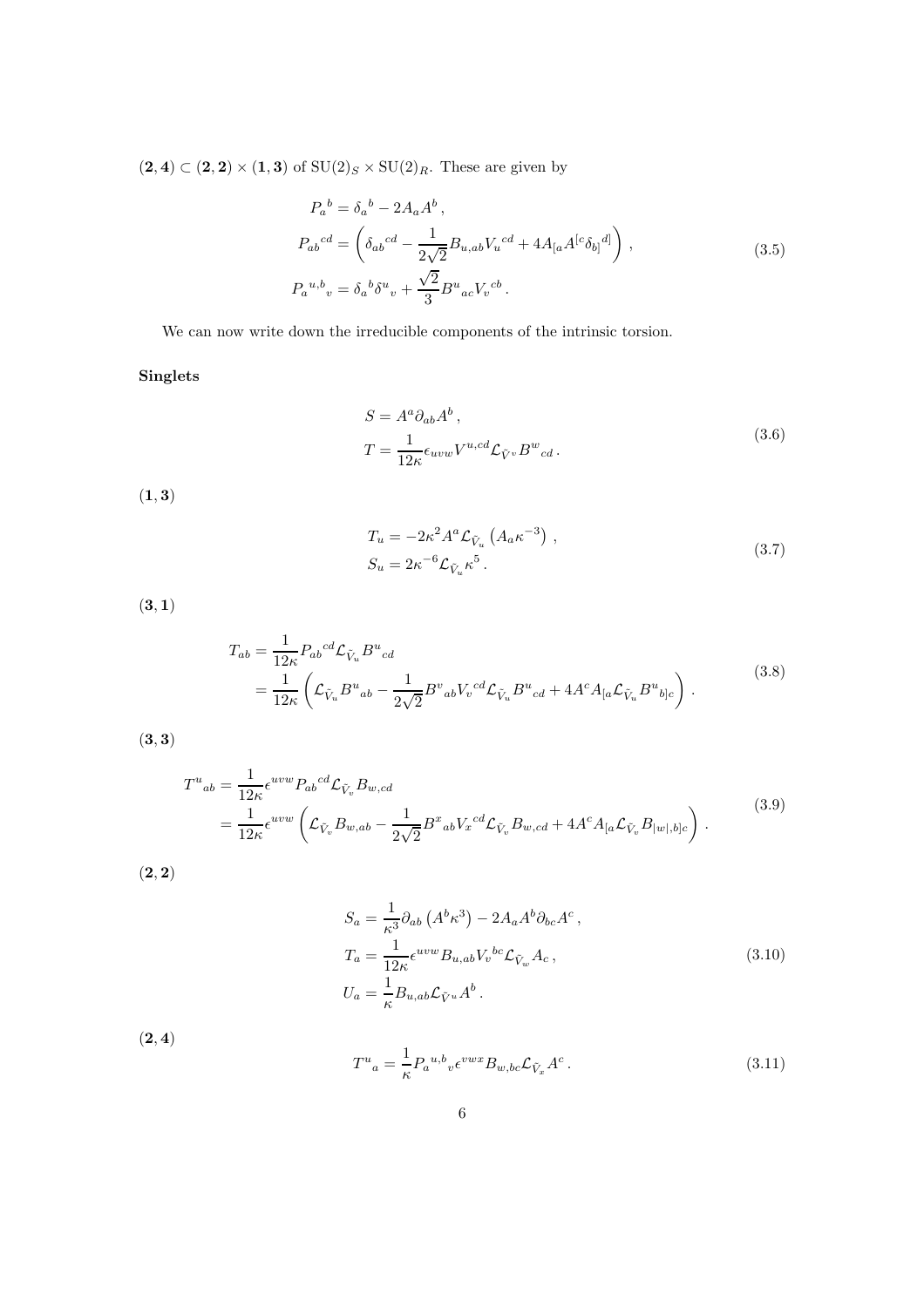$(\mathbf{2}, \mathbf{4}) \subset (\mathbf{2}, \mathbf{2}) \times (\mathbf{1}, \mathbf{3})$ of $\mathrm{SU}(2)_S \times \mathrm{SU}(2)_R$. These are given by

$$
\begin{aligned}
P_a{}^b &= \delta_a{}^b - 2A_a A^b \,, \\
P_{ab}{}^{cd} &= \left( \delta_{ab}{}^{cd} - \frac{1}{2\sqrt{2}} B_{u,ab} V_u{}^{cd} + 4A_{[a} A^{[c} \delta_{b]}{}^{d]} \right) , \\
P_a{}^{u,b}{}_v &= \delta_a{}^b \delta^u{}_v + \frac{\sqrt{2}}{3} B^u{}_{ac} V_v{}^{cb} \,.
\end{aligned}
\tag{3.5}
$$

We can now write down the irreducible components of the intrinsic torsion.

**Singlets**

$$
\begin{aligned}
S &= A^a \partial_{ab} A^b \,, \\
T &= \frac{1}{12\kappa} \epsilon_{uvw} V^{u,cd} \mathcal{L}_{\tilde{V}^v} B^w{}_{cd} \,.
\end{aligned}
\tag{3.6}
$$

$(\mathbf{1}, \mathbf{3})$

$$
\begin{aligned}
T_u &= -2\kappa^2 A^a \mathcal{L}_{\tilde{V}_u} \left( A_a \kappa^{-3} \right) , \\
S_u &= 2\kappa^{-6} \mathcal{L}_{\tilde{V}_u} \kappa^5 \,.
\end{aligned}
\tag{3.7}
$$

$(\mathbf{3}, \mathbf{1})$

$$
\begin{aligned}
T_{ab} &= \frac{1}{12\kappa} P_{ab}{}^{cd} \mathcal{L}_{\tilde{V}_u} B^u{}_{cd} \\
&= \frac{1}{12\kappa} \left( \mathcal{L}_{\tilde{V}_u} B^u{}_{ab} - \frac{1}{2\sqrt{2}} B^v{}_{ab} V_v{}^{cd} \mathcal{L}_{\tilde{V}_u} B^u{}_{cd} + 4A^c A_{[a} \mathcal{L}_{\tilde{V}_u} B^u{}_{b]c} \right) .
\end{aligned}
\tag{3.8}
$$

$(\mathbf{3}, \mathbf{3})$

$$
\begin{aligned}
T^u{}_{ab} &= \frac{1}{12\kappa} \epsilon^{uvw} P_{ab}{}^{cd} \mathcal{L}_{\tilde{V}_v} B_{w,cd} \\
&= \frac{1}{12\kappa} \epsilon^{uvw} \left( \mathcal{L}_{\tilde{V}_v} B_{w,ab} - \frac{1}{2\sqrt{2}} B^x{}_{ab} V_x{}^{cd} \mathcal{L}_{\tilde{V}_v} B_{w,cd} + 4A^c A_{[a} \mathcal{L}_{\tilde{V}_v} B_{|w|,b]c} \right) .
\end{aligned}
\tag{3.9}
$$

$(\mathbf{2}, \mathbf{2})$

$$
\begin{aligned}
S_a &= \frac{1}{\kappa^3} \partial_{ab} \left( A^b \kappa^3 \right) - 2A_a A^b \partial_{bc} A^c \,, \\
T_a &= \frac{1}{12\kappa} \epsilon^{uvw} B_{u,ab} V_v{}^{bc} \mathcal{L}_{\tilde{V}_w} A_c \,, \\
U_a &= \frac{1}{\kappa} B_{u,ab} \mathcal{L}_{\tilde{V}^u} A^b \,.
\end{aligned}
\tag{3.10}
$$

$(\mathbf{2}, \mathbf{4})$

$$
T^u{}_a = \frac{1}{\kappa} P_a{}^{u,b}{}_v \epsilon^{vwx} B_{w,bc} \mathcal{L}_{\tilde{V}_x} A^c \,.
\tag{3.11}
$$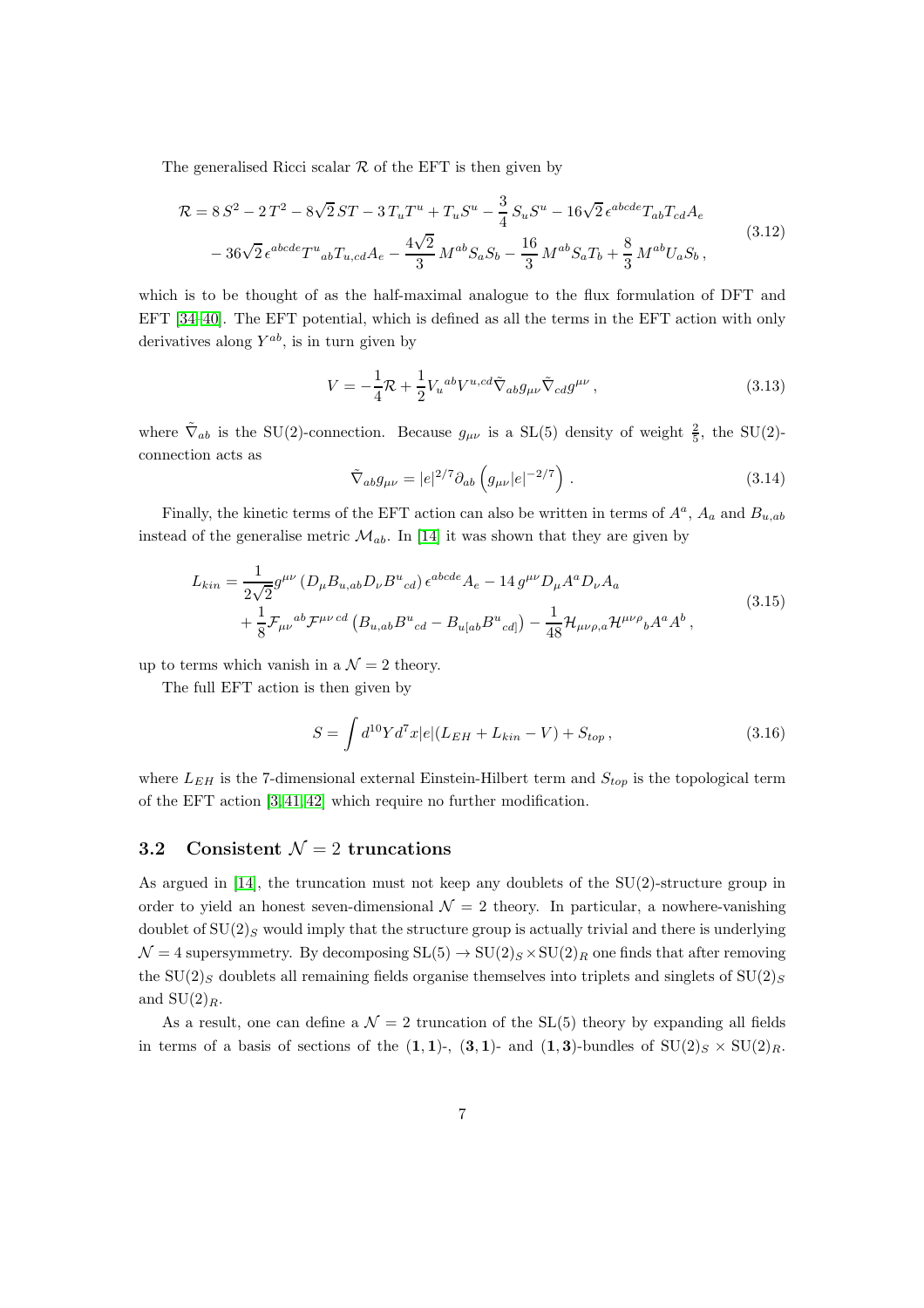The generalised Ricci scalar $\mathcal{R}$ of the EFT is then given by

$$
\begin{aligned}
\mathcal{R} = & \, 8\,S^2 - 2\,T^2 - 8\sqrt{2}\,ST - 3\,T_u T^u + T_u S^u - \frac{3}{4}\,S_u S^u - 16\sqrt{2}\,\epsilon^{abcde} T_{ab} T_{cd} A_e \\
& - 36\sqrt{2}\,\epsilon^{abcde} T^u{}_{ab} T_{u,cd} A_e - \frac{4\sqrt{2}}{3}\,M^{ab} S_a S_b - \frac{16}{3}\,M^{ab} S_a T_b + \frac{8}{3}\,M^{ab} U_a S_b \,,
\end{aligned}
\tag{3.12}
$$

which is to be thought of as the half-maximal analogue to the flux formulation of DFT and EFT [34–40]. The EFT potential, which is defined as all the terms in the EFT action with only derivatives along $Y^{ab}$, is in turn given by

$$
V = -\frac{1}{4}\mathcal{R} + \frac{1}{2} V_u{}^{ab} V^{u,cd} \tilde{\nabla}_{ab} g_{\mu\nu} \tilde{\nabla}_{cd} g^{\mu\nu} \,, \tag{3.13}
$$

where $\tilde{\nabla}_{ab}$ is the SU(2)-connection. Because $g_{\mu\nu}$ is a SL(5) density of weight $\frac{2}{5}$, the SU(2)-connection acts as

$$
\tilde{\nabla}_{ab} g_{\mu\nu} = |e|^{2/7} \partial_{ab} \left( g_{\mu\nu} |e|^{-2/7} \right) . \tag{3.14}
$$

Finally, the kinetic terms of the EFT action can also be written in terms of $A^a$, $A_a$ and $B_{u,ab}$ instead of the generalise metric $\mathcal{M}_{ab}$. In [14] it was shown that they are given by

$$
\begin{aligned}
L_{kin} = & \, \frac{1}{2\sqrt{2}} g^{\mu\nu} \left( D_\mu B_{u,ab} D_\nu B^u{}_{cd} \right) \epsilon^{abcde} A_e - 14\, g^{\mu\nu} D_\mu A^a D_\nu A_a \\
& + \frac{1}{8} \mathcal{F}_{\mu\nu}{}^{ab} \mathcal{F}^{\mu\nu\, cd} \left( B_{u,ab} B^u{}_{cd} - B_{u[ab} B^u{}_{cd]} \right) - \frac{1}{48} \mathcal{H}_{\mu\nu\rho,a} \mathcal{H}^{\mu\nu\rho}{}_b A^a A^b \,,
\end{aligned}
\tag{3.15}
$$

up to terms which vanish in a $\mathcal{N} = 2$ theory.

The full EFT action is then given by

$$
S = \int d^{10}Y d^7x |e| (L_{EH} + L_{kin} - V) + S_{top} \,, \tag{3.16}
$$

where $L_{EH}$ is the 7-dimensional external Einstein-Hilbert term and $S_{top}$ is the topological term of the EFT action [3,41,42] which require no further modification.

## 3.2 Consistent $\mathcal{N} = 2$ truncations

As argued in [14], the truncation must not keep any doublets of the SU(2)-structure group in order to yield an honest seven-dimensional $\mathcal{N} = 2$ theory. In particular, a nowhere-vanishing doublet of $\mathrm{SU}(2)_S$ would imply that the structure group is actually trivial and there is underlying $\mathcal{N} = 4$ supersymmetry. By decomposing $\mathrm{SL}(5) \rightarrow \mathrm{SU}(2)_S \times \mathrm{SU}(2)_R$ one finds that after removing the $\mathrm{SU}(2)_S$ doublets all remaining fields organise themselves into triplets and singlets of $\mathrm{SU}(2)_S$ and $\mathrm{SU}(2)_R$.

As a result, one can define a $\mathcal{N} = 2$ truncation of the SL(5) theory by expanding all fields in terms of a basis of sections of the $(\mathbf{1},\mathbf{1})$-, $(\mathbf{3},\mathbf{1})$- and $(\mathbf{1},\mathbf{3})$-bundles of $\mathrm{SU}(2)_S \times \mathrm{SU}(2)_R$.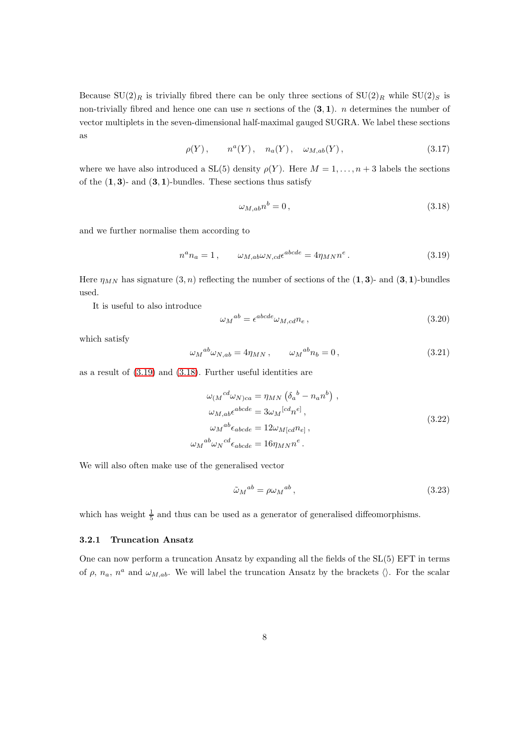Because $\mathrm{SU}(2)_R$ is trivially fibred there can be only three sections of $\mathrm{SU}(2)_R$ while $\mathrm{SU}(2)_S$ is non-trivially fibred and hence one can use $n$ sections of the $(\mathbf{3},\mathbf{1})$. $n$ determines the number of vector multiplets in the seven-dimensional half-maximal gauged SUGRA. We label these sections as

$$\rho(Y)\,, \qquad n^a(Y)\,, \quad n_a(Y)\,, \quad \omega_{M,ab}(Y)\,, \tag{3.17}$$

where we have also introduced a SL(5) density $\rho(Y)$. Here $M = 1, \ldots, n+3$ labels the sections of the $(\mathbf{1},\mathbf{3})$- and $(\mathbf{3},\mathbf{1})$-bundles. These sections thus satisfy

$$\omega_{M,ab} n^b = 0\,, \tag{3.18}$$

and we further normalise them according to

$$n^a n_a = 1\,, \qquad \omega_{M,ab}\omega_{N,cd}\epsilon^{abcde} = 4\eta_{MN} n^e\,. \tag{3.19}$$

Here $\eta_{MN}$ has signature $(3,n)$ reflecting the number of sections of the $(\mathbf{1},\mathbf{3})$- and $(\mathbf{3},\mathbf{1})$-bundles used.

It is useful to also introduce

$$\omega_M{}^{ab} = \epsilon^{abcde}\omega_{M,cd} n_e\,, \tag{3.20}$$

which satisfy

$$\omega_M{}^{ab}\omega_{N,ab} = 4\eta_{MN}\,, \qquad \omega_M{}^{ab} n_b = 0\,, \tag{3.21}$$

as a result of (3.19) and (3.18). Further useful identities are

$$\begin{aligned}
\omega_{(M}{}^{cd}\omega_{N)ca} &= \eta_{MN}\left(\delta_a{}^b - n_a n^b\right)\,, \\
\omega_{M,ab}\epsilon^{abcde} &= 3\omega_M{}^{[cd}n^{e]}\,, \\
\omega_M{}^{ab}\epsilon_{abcde} &= 12\omega_{M[cd}n_{e]}\,, \\
\omega_M{}^{ab}\omega_N{}^{cd}\epsilon_{abcde} &= 16\eta_{MN} n^e\,.
\end{aligned} \tag{3.22}$$

We will also often make use of the generalised vector

$$\tilde{\omega}_M{}^{ab} = \rho\,\omega_M{}^{ab}\,, \tag{3.23}$$

which has weight $\frac{1}{5}$ and thus can be used as a generator of generalised diffeomorphisms.

### 3.2.1 Truncation Ansatz

One can now perform a truncation Ansatz by expanding all the fields of the SL(5) EFT in terms of $\rho$, $n_a$, $n^a$ and $\omega_{M,ab}$. We will label the truncation Ansatz by the brackets $\langle\rangle$. For the scalar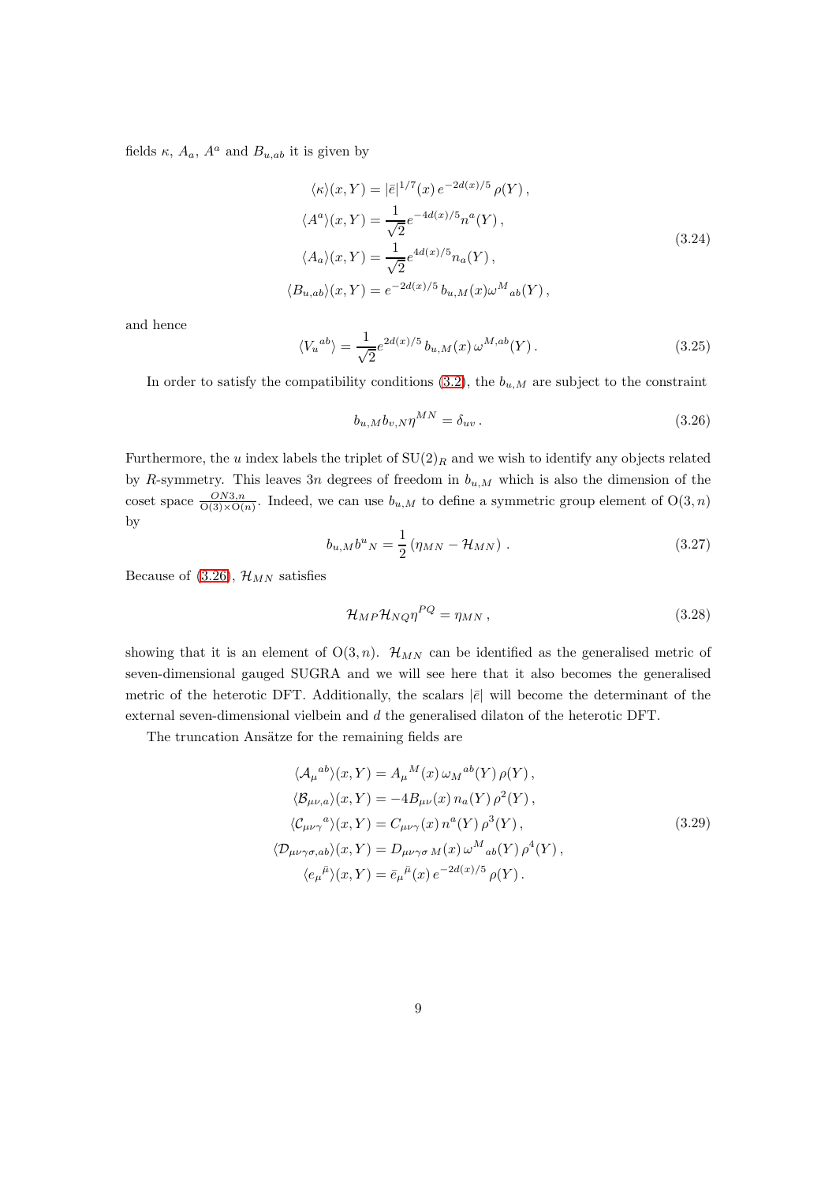fields $\kappa$, $A_a$, $A^a$ and $B_{u,ab}$ it is given by

$$
\begin{aligned}
\langle\kappa\rangle(x,Y) &= |\bar{e}|^{1/7}(x)\, e^{-2d(x)/5}\, \rho(Y)\,, \\
\langle A^a\rangle(x,Y) &= \frac{1}{\sqrt{2}} e^{-4d(x)/5} n^a(Y)\,, \\
\langle A_a\rangle(x,Y) &= \frac{1}{\sqrt{2}} e^{4d(x)/5} n_a(Y)\,, \\
\langle B_{u,ab}\rangle(x,Y) &= e^{-2d(x)/5}\, b_{u,M}(x) \omega^M{}_{ab}(Y)\,,
\end{aligned}
\tag{3.24}
$$

and hence

$$
\langle V_u{}^{ab}\rangle = \frac{1}{\sqrt{2}} e^{2d(x)/5}\, b_{u,M}(x)\, \omega^{M,ab}(Y)\,. \tag{3.25}
$$

In order to satisfy the compatibility conditions (3.2), the $b_{u,M}$ are subject to the constraint

$$
b_{u,M} b_{v,N} \eta^{MN} = \delta_{uv}\,. \tag{3.26}
$$

Furthermore, the $u$ index labels the triplet of $\mathrm{SU}(2)_R$ and we wish to identify any objects related by $R$-symmetry. This leaves $3n$ degrees of freedom in $b_{u,M}$ which is also the dimension of the coset space $\frac{ON3,n}{\mathrm{O}(3)\times\mathrm{O}(n)}$. Indeed, we can use $b_{u,M}$ to define a symmetric group element of $\mathrm{O}(3,n)$ by

$$
b_{u,M} b^u{}_N = \frac{1}{2}\left(\eta_{MN} - \mathcal{H}_{MN}\right)\,. \tag{3.27}
$$

Because of (3.26), $\mathcal{H}_{MN}$ satisfies

$$
\mathcal{H}_{MP}\mathcal{H}_{NQ}\eta^{PQ} = \eta_{MN}\,, \tag{3.28}
$$

showing that it is an element of $\mathrm{O}(3,n)$. $\mathcal{H}_{MN}$ can be identified as the generalised metric of seven-dimensional gauged SUGRA and we will see here that it also becomes the generalised metric of the heterotic DFT. Additionally, the scalars $|\bar{e}|$ will become the determinant of the external seven-dimensional vielbein and $d$ the generalised dilaton of the heterotic DFT.

The truncation Ansätze for the remaining fields are

$$
\begin{aligned}
\langle\mathcal{A}_\mu{}^{ab}\rangle(x,Y) &= A_\mu{}^M(x)\, \omega_M{}^{ab}(Y)\, \rho(Y)\,, \\
\langle\mathcal{B}_{\mu\nu,a}\rangle(x,Y) &= -4B_{\mu\nu}(x)\, n_a(Y)\, \rho^2(Y)\,, \\
\langle\mathcal{C}_{\mu\nu\gamma}{}^a\rangle(x,Y) &= C_{\mu\nu\gamma}(x)\, n^a(Y)\, \rho^3(Y)\,, \\
\langle\mathcal{D}_{\mu\nu\gamma\sigma,ab}\rangle(x,Y) &= D_{\mu\nu\gamma\sigma\, M}(x)\, \omega^M{}_{ab}(Y)\, \rho^4(Y)\,, \\
\langle e_\mu{}^{\bar{\mu}}\rangle(x,Y) &= \bar{e}_\mu{}^{\bar{\mu}}(x)\, e^{-2d(x)/5}\, \rho(Y)\,.
\end{aligned}
\tag{3.29}
$$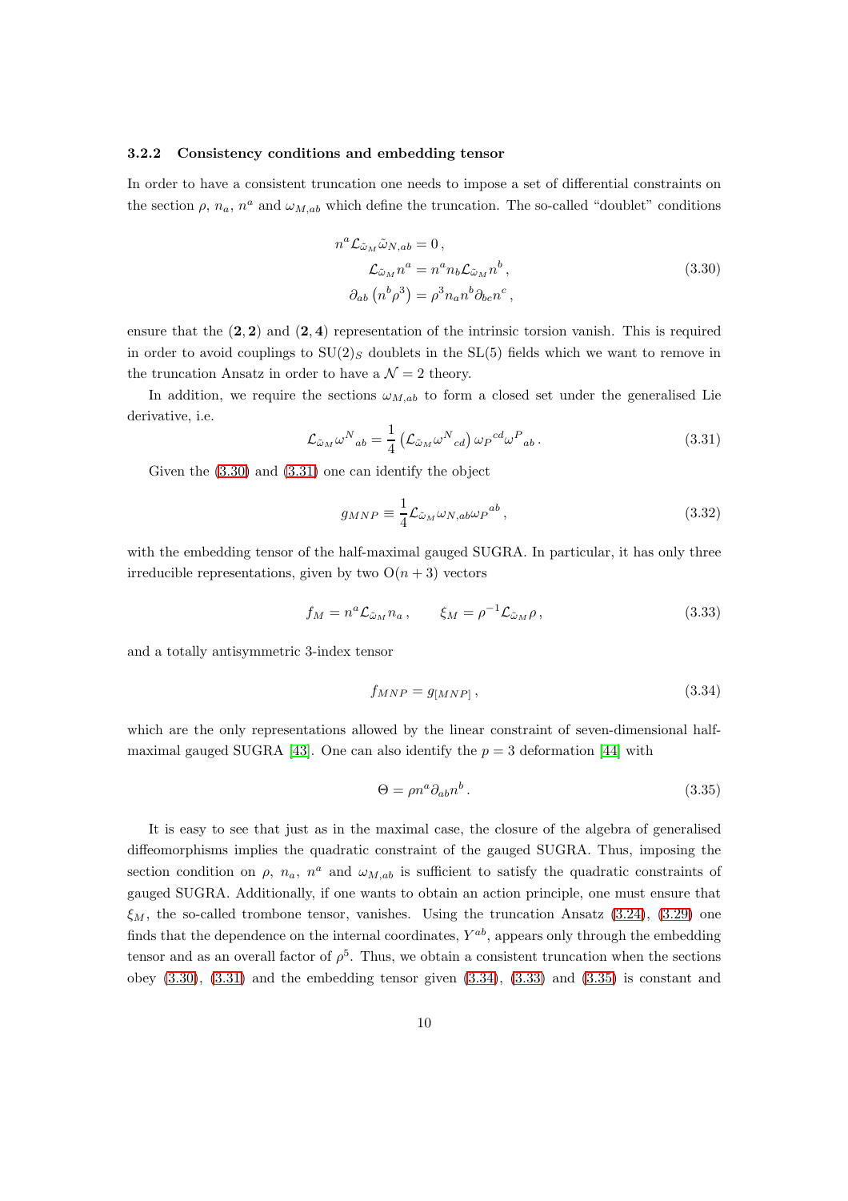### 3.2.2 Consistency conditions and embedding tensor

In order to have a consistent truncation one needs to impose a set of differential constraints on the section $\rho$, $n_a$, $n^a$ and $\omega_{M,ab}$ which define the truncation. The so-called "doublet" conditions

$$
\begin{aligned}
n^a \mathcal{L}_{\tilde{\omega}_M} \tilde{\omega}_{N,ab} &= 0 \,, \\
\mathcal{L}_{\tilde{\omega}_M} n^a &= n^a n_b \mathcal{L}_{\tilde{\omega}_M} n^b \,, \\
\partial_{ab} \left( n^b \rho^3 \right) &= \rho^3 n_a n^b \partial_{bc} n^c \,,
\end{aligned}
\tag{3.30}
$$

ensure that the $(\mathbf{2},\mathbf{2})$ and $(\mathbf{2},\mathbf{4})$ representation of the intrinsic torsion vanish. This is required in order to avoid couplings to $\mathrm{SU}(2)_S$ doublets in the SL(5) fields which we want to remove in the truncation Ansatz in order to have a $\mathcal{N}=2$ theory.

In addition, we require the sections $\omega_{M,ab}$ to form a closed set under the generalised Lie derivative, i.e.

$$
\mathcal{L}_{\tilde{\omega}_M} \omega^N{}_{ab} = \frac{1}{4} \left( \mathcal{L}_{\tilde{\omega}_M} \omega^N{}_{cd} \right) \omega_P{}^{cd} \omega^P{}_{ab} \,. \tag{3.31}
$$

Given the (3.30) and (3.31) one can identify the object

$$
g_{MNP} \equiv \frac{1}{4} \mathcal{L}_{\tilde{\omega}_M} \omega_{N,ab} \omega_P{}^{ab} \,, \tag{3.32}
$$

with the embedding tensor of the half-maximal gauged SUGRA. In particular, it has only three irreducible representations, given by two $\mathrm{O}(n+3)$ vectors

$$
f_M = n^a \mathcal{L}_{\tilde{\omega}_M} n_a \,, \qquad \xi_M = \rho^{-1} \mathcal{L}_{\tilde{\omega}_M} \rho \,, \tag{3.33}
$$

and a totally antisymmetric 3-index tensor

$$
f_{MNP} = g_{[MNP]} \,, \tag{3.34}
$$

which are the only representations allowed by the linear constraint of seven-dimensional half-maximal gauged SUGRA [43]. One can also identify the $p=3$ deformation [44] with

$$
\Theta = \rho n^a \partial_{ab} n^b \,. \tag{3.35}
$$

It is easy to see that just as in the maximal case, the closure of the algebra of generalised diffeomorphisms implies the quadratic constraint of the gauged SUGRA. Thus, imposing the section condition on $\rho$, $n_a$, $n^a$ and $\omega_{M,ab}$ is sufficient to satisfy the quadratic constraints of gauged SUGRA. Additionally, if one wants to obtain an action principle, one must ensure that $\xi_M$, the so-called trombone tensor, vanishes. Using the truncation Ansatz (3.24), (3.29) one finds that the dependence on the internal coordinates, $Y^{ab}$, appears only through the embedding tensor and as an overall factor of $\rho^5$. Thus, we obtain a consistent truncation when the sections obey (3.30), (3.31) and the embedding tensor given (3.34), (3.33) and (3.35) is constant and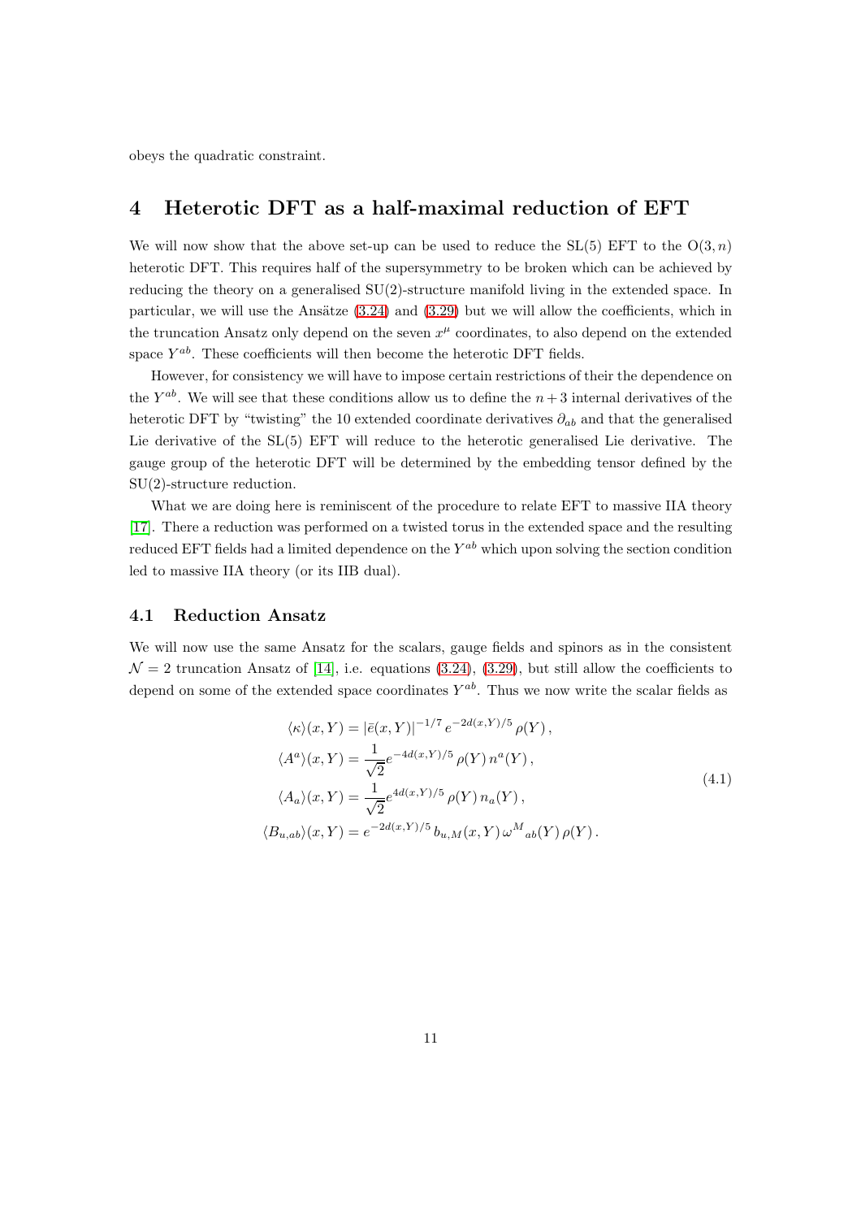obeys the quadratic constraint.

# 4 Heterotic DFT as a half-maximal reduction of EFT

We will now show that the above set-up can be used to reduce the SL(5) EFT to the $O(3,n)$ heterotic DFT. This requires half of the supersymmetry to be broken which can be achieved by reducing the theory on a generalised SU(2)-structure manifold living in the extended space. In particular, we will use the Ansätze (3.24) and (3.29) but we will allow the coefficients, which in the truncation Ansatz only depend on the seven $x^\mu$ coordinates, to also depend on the extended space $Y^{ab}$. These coefficients will then become the heterotic DFT fields.

However, for consistency we will have to impose certain restrictions of their the dependence on the $Y^{ab}$. We will see that these conditions allow us to define the $n+3$ internal derivatives of the heterotic DFT by "twisting" the 10 extended coordinate derivatives $\partial_{ab}$ and that the generalised Lie derivative of the SL(5) EFT will reduce to the heterotic generalised Lie derivative. The gauge group of the heterotic DFT will be determined by the embedding tensor defined by the SU(2)-structure reduction.

What we are doing here is reminiscent of the procedure to relate EFT to massive IIA theory [17]. There a reduction was performed on a twisted torus in the extended space and the resulting reduced EFT fields had a limited dependence on the $Y^{ab}$ which upon solving the section condition led to massive IIA theory (or its IIB dual).

## 4.1 Reduction Ansatz

We will now use the same Ansatz for the scalars, gauge fields and spinors as in the consistent $\mathcal{N}=2$ truncation Ansatz of [14], i.e. equations (3.24), (3.29), but still allow the coefficients to depend on some of the extended space coordinates $Y^{ab}$. Thus we now write the scalar fields as

$$
\begin{aligned}
\langle\kappa\rangle(x,Y) &= |\bar{e}(x,Y)|^{-1/7}\, e^{-2d(x,Y)/5}\, \rho(Y)\,, \\
\langle A^a\rangle(x,Y) &= \frac{1}{\sqrt{2}} e^{-4d(x,Y)/5}\, \rho(Y)\, n^a(Y)\,, \\
\langle A_a\rangle(x,Y) &= \frac{1}{\sqrt{2}} e^{4d(x,Y)/5}\, \rho(Y)\, n_a(Y)\,, \\
\langle B_{u,ab}\rangle(x,Y) &= e^{-2d(x,Y)/5}\, b_{u,M}(x,Y)\, \omega^M{}_{ab}(Y)\, \rho(Y)\,.
\end{aligned}
\tag{4.1}
$$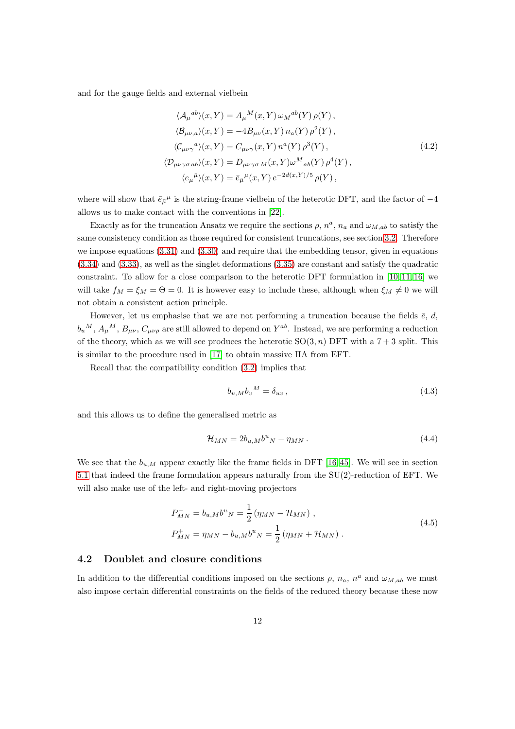and for the gauge fields and external vielbein

$$
\begin{aligned}
\langle \mathcal{A}_\mu{}^{ab}\rangle(x,Y) &= A_\mu{}^M(x,Y)\,\omega_M{}^{ab}(Y)\,\rho(Y)\,,\\
\langle \mathcal{B}_{\mu\nu,a}\rangle(x,Y) &= -4B_{\mu\nu}(x,Y)\,n_a(Y)\,\rho^2(Y)\,,\\
\langle \mathcal{C}_{\mu\nu\gamma}{}^a\rangle(x,Y) &= C_{\mu\nu\gamma}(x,Y)\,n^a(Y)\,\rho^3(Y)\,,\\
\langle \mathcal{D}_{\mu\nu\gamma\sigma\,ab}\rangle(x,Y) &= D_{\mu\nu\gamma\sigma\,M}(x,Y)\omega^M{}_{ab}(Y)\,\rho^4(Y)\,,\\
\langle e_\mu{}^{\bar{\mu}}\rangle(x,Y) &= \bar{e}_{\bar{\mu}}{}^\mu(x,Y)\,e^{-2d(x,Y)/5}\,\rho(Y)\,,
\end{aligned}
\tag{4.2}
$$

where will show that $\bar{e}_{\bar{\mu}}{}^\mu$ is the string-frame vielbein of the heterotic DFT, and the factor of $-4$ allows us to make contact with the conventions in [22].

Exactly as for the truncation Ansatz we require the sections $\rho$, $n^a$, $n_a$ and $\omega_{M,ab}$ to satisfy the same consistency condition as those required for consistent truncations, see section 3.2. Therefore we impose equations (3.31) and (3.30) and require that the embedding tensor, given in equations (3.34) and (3.33), as well as the singlet deformations (3.35) are constant and satisfy the quadratic constraint. To allow for a close comparison to the heterotic DFT formulation in [10, 11, 16] we will take $f_M = \xi_M = \Theta = 0$. It is however easy to include these, although when $\xi_M \neq 0$ we will not obtain a consistent action principle.

However, let us emphasise that we are not performing a truncation because the fields $\bar{e}$, $d$, $b_u{}^M$, $A_\mu{}^M$, $B_{\mu\nu}$, $C_{\mu\nu\rho}$ are still allowed to depend on $Y^{ab}$. Instead, we are performing a reduction of the theory, which as we will see produces the heterotic $\mathrm{SO}(3,n)$ DFT with a $7+3$ split. This is similar to the procedure used in [17] to obtain massive IIA from EFT.

Recall that the compatibility condition (3.2) implies that

$$
b_{u,M} b_v{}^M = \delta_{uv}\,,
\tag{4.3}
$$

and this allows us to define the generalised metric as

$$
\mathcal{H}_{MN} = 2 b_{u,M} b^u{}_N - \eta_{MN}\,.
\tag{4.4}
$$

We see that the $b_{u,M}$ appear exactly like the frame fields in DFT [16, 45]. We will see in section 5.1 that indeed the frame formulation appears naturally from the SU(2)-reduction of EFT. We will also make use of the left- and right-moving projectors

$$
\begin{aligned}
P^-_{MN} &= b_{u,M} b^u{}_N = \frac{1}{2}\left(\eta_{MN} - \mathcal{H}_{MN}\right)\,,\\
P^+_{MN} &= \eta_{MN} - b_{u,M} b^u{}_N = \frac{1}{2}\left(\eta_{MN} + \mathcal{H}_{MN}\right)\,.
\end{aligned}
\tag{4.5}
$$

## 4.2 Doublet and closure conditions

In addition to the differential conditions imposed on the sections $\rho$, $n_a$, $n^a$ and $\omega_{M,ab}$ we must also impose certain differential constraints on the fields of the reduced theory because these now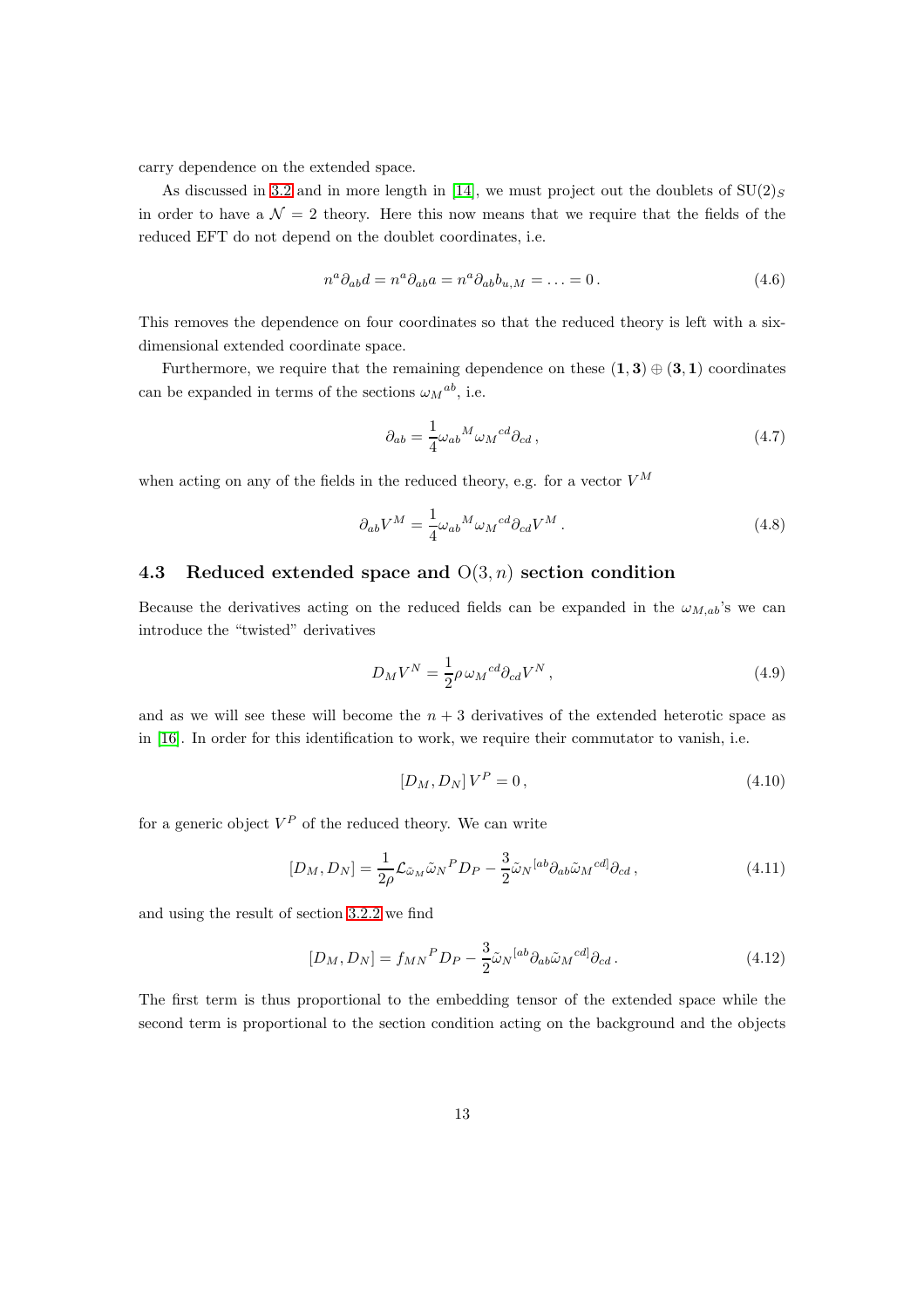carry dependence on the extended space.

As discussed in 3.2 and in more length in [14], we must project out the doublets of $\mathrm{SU}(2)_S$ in order to have a $\mathcal{N}=2$ theory. Here this now means that we require that the fields of the reduced EFT do not depend on the doublet coordinates, i.e.

$$n^a \partial_{ab} d = n^a \partial_{ab} a = n^a \partial_{ab} b_{u,M} = \ldots = 0\,. \tag{4.6}$$

This removes the dependence on four coordinates so that the reduced theory is left with a six-dimensional extended coordinate space.

Furthermore, we require that the remaining dependence on these $(\mathbf{1},\mathbf{3}) \oplus (\mathbf{3},\mathbf{1})$ coordinates can be expanded in terms of the sections $\omega_M{}^{ab}$, i.e.

$$\partial_{ab} = \frac{1}{4} \omega_{ab}{}^M \omega_M{}^{cd} \partial_{cd}\,, \tag{4.7}$$

when acting on any of the fields in the reduced theory, e.g. for a vector $V^M$

$$\partial_{ab} V^M = \frac{1}{4} \omega_{ab}{}^M \omega_M{}^{cd} \partial_{cd} V^M\,. \tag{4.8}$$

## 4.3 Reduced extended space and $\mathrm{O}(3,n)$ section condition

Because the derivatives acting on the reduced fields can be expanded in the $\omega_{M,ab}$'s we can introduce the "twisted" derivatives

$$D_M V^N = \frac{1}{2} \rho\, \omega_M{}^{cd} \partial_{cd} V^N\,, \tag{4.9}$$

and as we will see these will become the $n+3$ derivatives of the extended heterotic space as in [16]. In order for this identification to work, we require their commutator to vanish, i.e.

$$\left[D_M, D_N\right] V^P = 0\,, \tag{4.10}$$

for a generic object $V^P$ of the reduced theory. We can write

$$\left[D_M, D_N\right] = \frac{1}{2\rho} \mathcal{L}_{\tilde{\omega}_M} \tilde{\omega}_N{}^P D_P - \frac{3}{2} \tilde{\omega}_N{}^{[ab} \partial_{ab} \tilde{\omega}_M{}^{cd]} \partial_{cd}\,, \tag{4.11}$$

and using the result of section 3.2.2 we find

$$\left[D_M, D_N\right] = f_{MN}{}^P D_P - \frac{3}{2} \tilde{\omega}_N{}^{[ab} \partial_{ab} \tilde{\omega}_M{}^{cd]} \partial_{cd}\,. \tag{4.12}$$

The first term is thus proportional to the embedding tensor of the extended space while the second term is proportional to the section condition acting on the background and the objects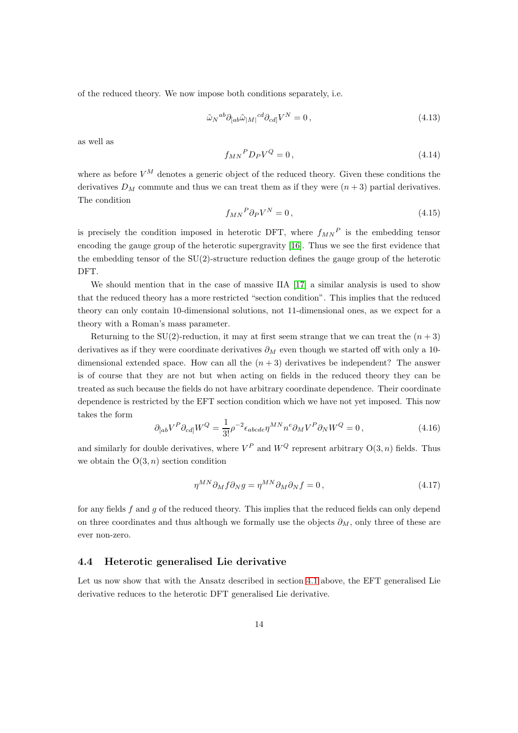of the reduced theory. We now impose both conditions separately, i.e.

$$\tilde{\omega}_N{}^{ab}\partial_{[ab}\tilde{\omega}_{|M|}{}^{cd}\partial_{cd]}V^N = 0\,, \tag{4.13}$$

as well as

$$f_{MN}{}^P D_P V^Q = 0\,, \tag{4.14}$$

where as before $V^M$ denotes a generic object of the reduced theory. Given these conditions the derivatives $D_M$ commute and thus we can treat them as if they were $(n+3)$ partial derivatives. The condition

$$f_{MN}{}^P \partial_P V^N = 0\,, \tag{4.15}$$

is precisely the condition imposed in heterotic DFT, where $f_{MN}{}^P$ is the embedding tensor encoding the gauge group of the heterotic supergravity [16]. Thus we see the first evidence that the embedding tensor of the SU(2)-structure reduction defines the gauge group of the heterotic DFT.

We should mention that in the case of massive IIA [17] a similar analysis is used to show that the reduced theory has a more restricted "section condition". This implies that the reduced theory can only contain 10-dimensional solutions, not 11-dimensional ones, as we expect for a theory with a Roman's mass parameter.

Returning to the SU(2)-reduction, it may at first seem strange that we can treat the $(n+3)$ derivatives as if they were coordinate derivatives $\partial_M$ even though we started off with only a 10-dimensional extended space. How can all the $(n+3)$ derivatives be independent? The answer is of course that they are not but when acting on fields in the reduced theory they can be treated as such because the fields do not have arbitrary coordinate dependence. Their coordinate dependence is restricted by the EFT section condition which we have not yet imposed. This now takes the form

$$\partial_{[ab}V^P\partial_{cd]}W^Q = \frac{1}{3!}\rho^{-2}\epsilon_{abcde}\eta^{MN}n^e\partial_M V^P\partial_N W^Q = 0\,, \tag{4.16}$$

and similarly for double derivatives, where $V^P$ and $W^Q$ represent arbitrary $\mathrm{O}(3,n)$ fields. Thus we obtain the $\mathrm{O}(3,n)$ section condition

$$\eta^{MN}\partial_M f\partial_N g = \eta^{MN}\partial_M\partial_N f = 0\,, \tag{4.17}$$

for any fields $f$ and $g$ of the reduced theory. This implies that the reduced fields can only depend on three coordinates and thus although we formally use the objects $\partial_M$, only three of these are ever non-zero.

### 4.4 Heterotic generalised Lie derivative

Let us now show that with the Ansatz described in section 4.1 above, the EFT generalised Lie derivative reduces to the heterotic DFT generalised Lie derivative.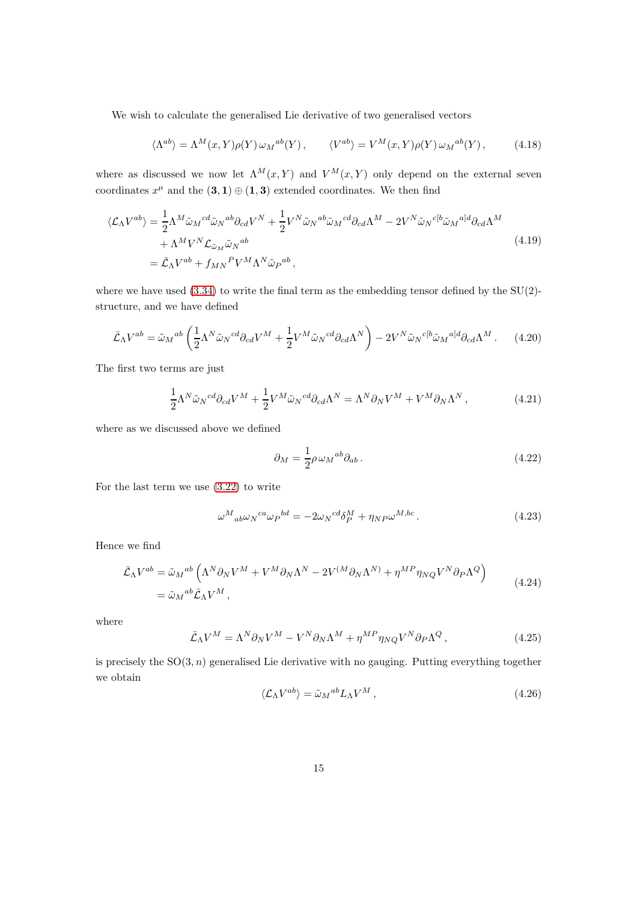We wish to calculate the generalised Lie derivative of two generalised vectors

$$\langle \Lambda^{ab} \rangle = \Lambda^M(x,Y)\rho(Y)\,\omega_M{}^{ab}(Y)\,, \qquad \langle V^{ab} \rangle = V^M(x,Y)\rho(Y)\,\omega_M{}^{ab}(Y)\,, \tag{4.18}$$

where as discussed we now let $\Lambda^M(x,Y)$ and $V^M(x,Y)$ only depend on the external seven coordinates $x^\mu$ and the $(\mathbf{3},\mathbf{1})\oplus(\mathbf{1},\mathbf{3})$ extended coordinates. We then find

$$\begin{aligned}
\langle \mathcal{L}_\Lambda V^{ab} \rangle &= \frac{1}{2}\Lambda^M \tilde{\omega}_M{}^{cd}\tilde{\omega}_N{}^{ab}\partial_{cd}V^N + \frac{1}{2}V^N\tilde{\omega}_N{}^{ab}\tilde{\omega}_M{}^{cd}\partial_{cd}\Lambda^M - 2V^N\tilde{\omega}_N{}^{c[b}\tilde{\omega}_M{}^{a]d}\partial_{cd}\Lambda^M \\
&\quad + \Lambda^M V^N \mathcal{L}_{\tilde{\omega}_M}\tilde{\omega}_N{}^{ab} \\
&= \bar{\mathcal{L}}_\Lambda V^{ab} + f_{MN}{}^P V^M \Lambda^N \tilde{\omega}_P{}^{ab}\,,
\end{aligned} \tag{4.19}$$

where we have used (3.34) to write the final term as the embedding tensor defined by the SU(2)-structure, and we have defined

$$\bar{\mathcal{L}}_\Lambda V^{ab} = \tilde{\omega}_M{}^{ab}\left(\frac{1}{2}\Lambda^N\tilde{\omega}_N{}^{cd}\partial_{cd}V^M + \frac{1}{2}V^M\tilde{\omega}_N{}^{cd}\partial_{cd}\Lambda^N\right) - 2V^N\tilde{\omega}_N{}^{c[b}\tilde{\omega}_M{}^{a]d}\partial_{cd}\Lambda^M\,. \tag{4.20}$$

The first two terms are just

$$\frac{1}{2}\Lambda^N\tilde{\omega}_N{}^{cd}\partial_{cd}V^M + \frac{1}{2}V^M\tilde{\omega}_N{}^{cd}\partial_{cd}\Lambda^N = \Lambda^N\partial_N V^M + V^M\partial_N\Lambda^N\,, \tag{4.21}$$

where as we discussed above we defined

$$\partial_M = \frac{1}{2}\rho\,\omega_M{}^{ab}\partial_{ab}\,. \tag{4.22}$$

For the last term we use (3.22) to write

$$\omega^M{}_{ab}\omega_N{}^{ca}\omega_P{}^{bd} = -2\omega_N{}^{cd}\delta_P^M + \eta_{NP}\omega^{M,bc}\,. \tag{4.23}$$

Hence we find

$$\begin{aligned}
\bar{\mathcal{L}}_\Lambda V^{ab} &= \tilde{\omega}_M{}^{ab}\left(\Lambda^N\partial_N V^M + V^M\partial_N\Lambda^N - 2V^{(M}\partial_N\Lambda^{N)} + \eta^{MP}\eta_{NQ}V^N\partial_P\Lambda^Q\right) \\
&= \tilde{\omega}_M{}^{ab}\bar{\mathcal{L}}_\Lambda V^M\,,
\end{aligned} \tag{4.24}$$

where

$$\bar{\mathcal{L}}_\Lambda V^M = \Lambda^N\partial_N V^M - V^N\partial_N\Lambda^M + \eta^{MP}\eta_{NQ}V^N\partial_P\Lambda^Q\,, \tag{4.25}$$

is precisely the SO$(3,n)$ generalised Lie derivative with no gauging. Putting everything together we obtain

$$\langle \mathcal{L}_\Lambda V^{ab} \rangle = \tilde{\omega}_M{}^{ab}L_\Lambda V^M\,, \tag{4.26}$$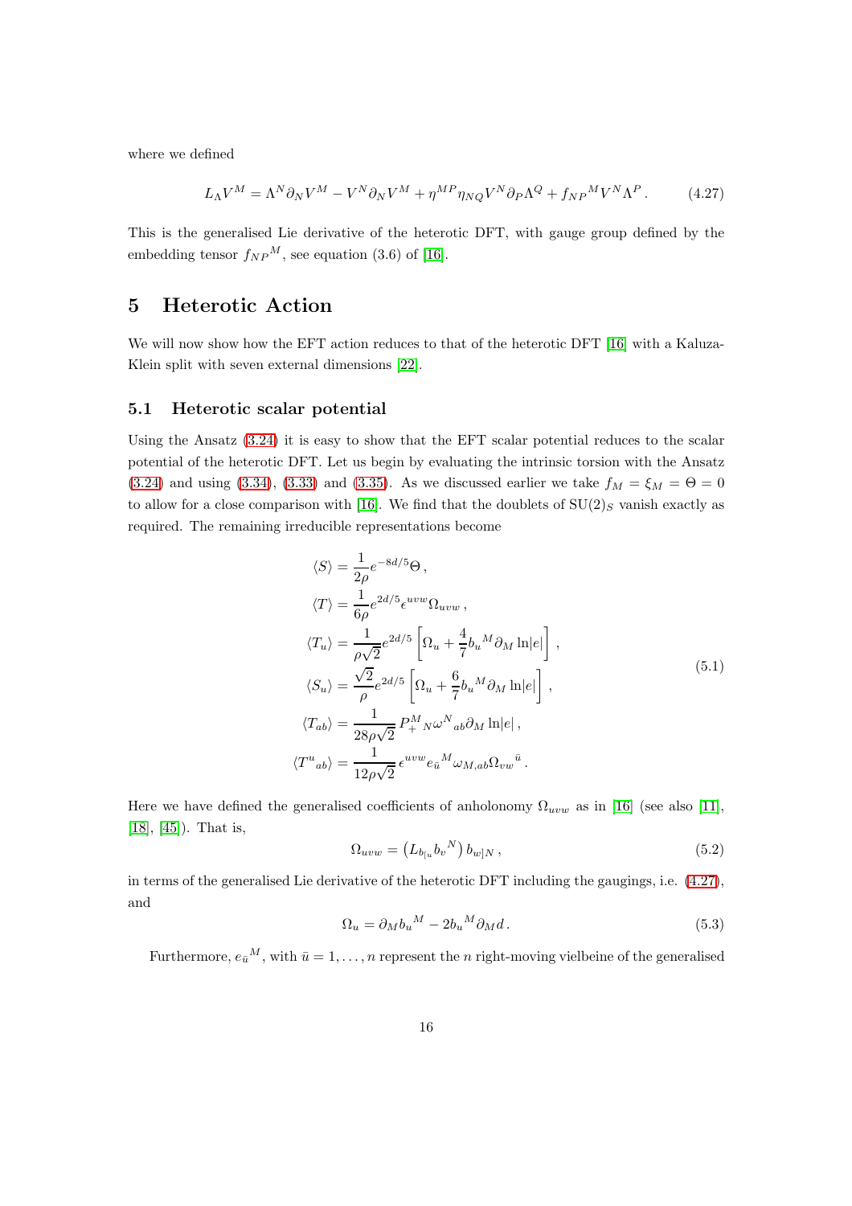where we defined

$$L_\Lambda V^M = \Lambda^N \partial_N V^M - V^N \partial_N V^M + \eta^{MP} \eta_{NQ} V^N \partial_P \Lambda^Q + f_{NP}{}^M V^N \Lambda^P \,. \tag{4.27}$$

This is the generalised Lie derivative of the heterotic DFT, with gauge group defined by the embedding tensor $f_{NP}{}^M$, see equation (3.6) of [16].

# 5 Heterotic Action

We will now show how the EFT action reduces to that of the heterotic DFT [16] with a Kaluza-Klein split with seven external dimensions [22].

## 5.1 Heterotic scalar potential

Using the Ansatz (3.24) it is easy to show that the EFT scalar potential reduces to the scalar potential of the heterotic DFT. Let us begin by evaluating the intrinsic torsion with the Ansatz (3.24) and using (3.34), (3.33) and (3.35). As we discussed earlier we take $f_M = \xi_M = \Theta = 0$ to allow for a close comparison with [16]. We find that the doublets of $\mathrm{SU}(2)_S$ vanish exactly as required. The remaining irreducible representations become

$$\begin{aligned}
\langle S \rangle &= \frac{1}{2\rho} e^{-8d/5} \Theta \,, \\
\langle T \rangle &= \frac{1}{6\rho} e^{2d/5} \epsilon^{uvw} \Omega_{uvw} \,, \\
\langle T_u \rangle &= \frac{1}{\rho\sqrt{2}} e^{2d/5} \left[ \Omega_u + \frac{4}{7} b_u{}^M \partial_M \ln|e| \right] , \\
\langle S_u \rangle &= \frac{\sqrt{2}}{\rho} e^{2d/5} \left[ \Omega_u + \frac{6}{7} b_u{}^M \partial_M \ln|e| \right] , \\
\langle T_{ab} \rangle &= \frac{1}{28\rho\sqrt{2}} \, P_+^M{}_N \omega^N{}_{ab} \partial_M \ln|e| \,, \\
\langle T^u{}_{ab} \rangle &= \frac{1}{12\rho\sqrt{2}} \, \epsilon^{uvw} e_{\bar{u}}{}^M \omega_{M,ab} \Omega_{vw}{}^{\bar{u}} \,.
\end{aligned} \tag{5.1}$$

Here we have defined the generalised coefficients of anholonomy $\Omega_{uvw}$ as in [16] (see also [11], [18], [45]). That is,

$$\Omega_{uvw} = \left( L_{b_{[u}} b_v{}^N \right) b_{w]N} \,, \tag{5.2}$$

in terms of the generalised Lie derivative of the heterotic DFT including the gaugings, i.e. (4.27), and

$$\Omega_u = \partial_M b_u{}^M - 2 b_u{}^M \partial_M d \,. \tag{5.3}$$

Furthermore, $e_{\bar{u}}{}^M$, with $\bar{u} = 1, \ldots, n$ represent the $n$ right-moving vielbeine of the generalised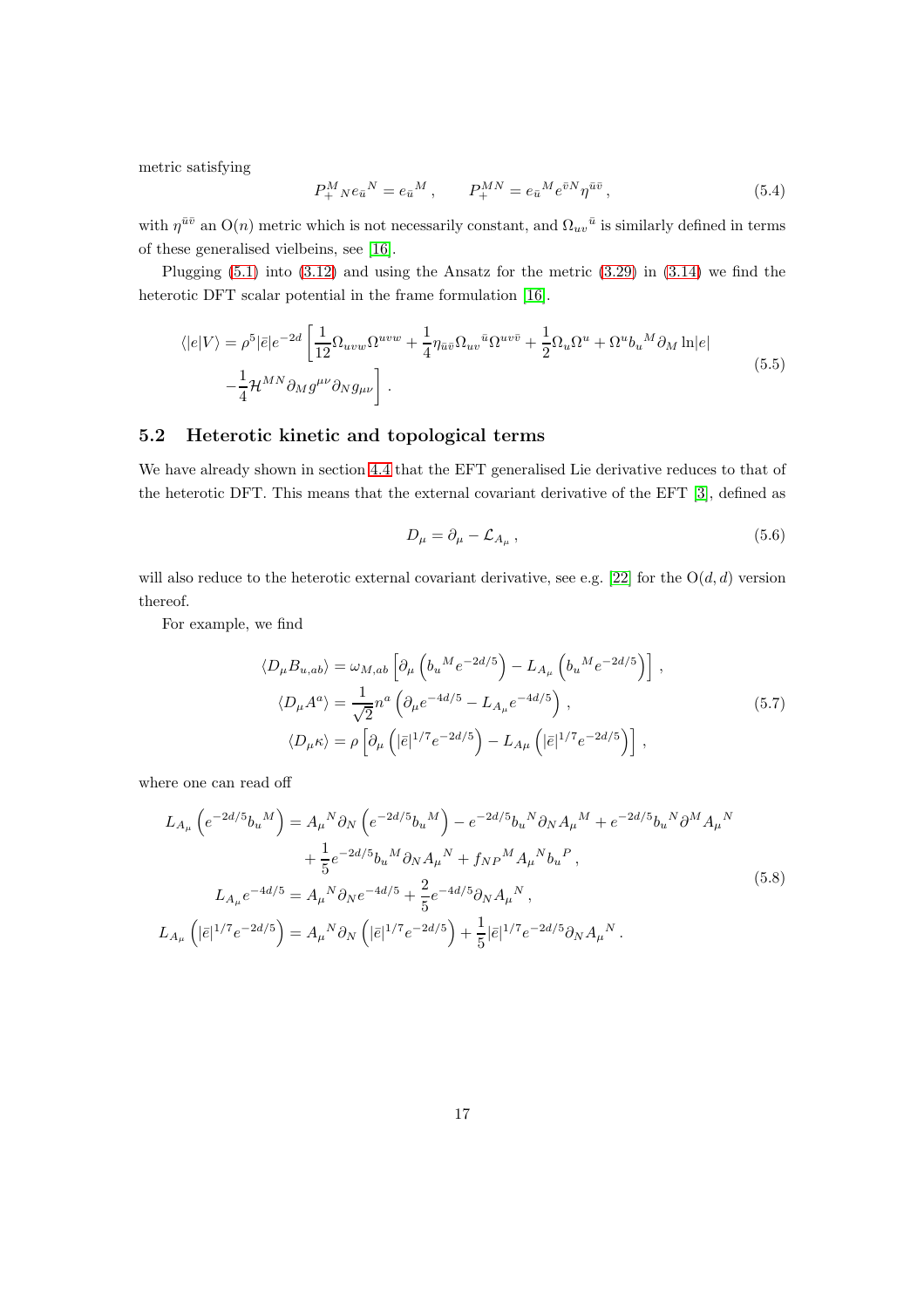metric satisfying

$$P_{+}^{M}{}_{N} e_{\bar{u}}{}^{N} = e_{\bar{u}}{}^{M} \,, \qquad P_{+}^{MN} = e_{\bar{u}}{}^{M} e^{\bar{v}N} \eta^{\bar{u}\bar{v}} \,, \tag{5.4}$$

with $\eta^{\bar{u}\bar{v}}$ an $\mathrm{O}(n)$ metric which is not necessarily constant, and $\Omega_{uv}{}^{\bar{u}}$ is similarly defined in terms of these generalised vielbeins, see [16].

Plugging (5.1) into (3.12) and using the Ansatz for the metric (3.29) in (3.14) we find the heterotic DFT scalar potential in the frame formulation [16].

$$\begin{aligned}\langle |e| V \rangle = \rho^5 |\bar{e}| e^{-2d} \bigg[ & \frac{1}{12} \Omega_{uvw} \Omega^{uvw} + \frac{1}{4} \eta_{\bar{u}\bar{v}} \Omega_{uv}{}^{\bar{u}} \Omega^{uv\bar{v}} + \frac{1}{2} \Omega_u \Omega^u + \Omega^u b_u{}^M \partial_M \ln |e| \\ & - \frac{1}{4} \mathcal{H}^{MN} \partial_M g^{\mu\nu} \partial_N g_{\mu\nu} \bigg] \,.\end{aligned} \tag{5.5}$$

## 5.2 Heterotic kinetic and topological terms

We have already shown in section 4.4 that the EFT generalised Lie derivative reduces to that of the heterotic DFT. This means that the external covariant derivative of the EFT [3], defined as

$$D_\mu = \partial_\mu - \mathcal{L}_{A_\mu} \,, \tag{5.6}$$

will also reduce to the heterotic external covariant derivative, see e.g. [22] for the $\mathrm{O}(d,d)$ version thereof.

For example, we find

$$\begin{aligned}\langle D_\mu B_{u,ab} \rangle &= \omega_{M,ab} \left[ \partial_\mu \left( b_u{}^M e^{-2d/5} \right) - L_{A_\mu} \left( b_u{}^M e^{-2d/5} \right) \right] \,, \\ \langle D_\mu A^a \rangle &= \frac{1}{\sqrt{2}} n^a \left( \partial_\mu e^{-4d/5} - L_{A_\mu} e^{-4d/5} \right) \,, \\ \langle D_\mu \kappa \rangle &= \rho \left[ \partial_\mu \left( |\bar{e}|^{1/7} e^{-2d/5} \right) - L_{A\mu} \left( |\bar{e}|^{1/7} e^{-2d/5} \right) \right] \,,\end{aligned} \tag{5.7}$$

where one can read off

$$\begin{aligned}L_{A_\mu} \left( e^{-2d/5} b_u{}^M \right) &= A_\mu{}^N \partial_N \left( e^{-2d/5} b_u{}^M \right) - e^{-2d/5} b_u{}^N \partial_N A_\mu{}^M + e^{-2d/5} b_u{}^N \partial^M A_\mu{}^N \\ &\quad + \frac{1}{5} e^{-2d/5} b_u{}^M \partial_N A_\mu{}^N + f_{NP}{}^M A_\mu{}^N b_u{}^P \,, \\ L_{A_\mu} e^{-4d/5} &= A_\mu{}^N \partial_N e^{-4d/5} + \frac{2}{5} e^{-4d/5} \partial_N A_\mu{}^N \,, \\ L_{A_\mu} \left( |\bar{e}|^{1/7} e^{-2d/5} \right) &= A_\mu{}^N \partial_N \left( |\bar{e}|^{1/7} e^{-2d/5} \right) + \frac{1}{5} |\bar{e}|^{1/7} e^{-2d/5} \partial_N A_\mu{}^N \,.\end{aligned} \tag{5.8}$$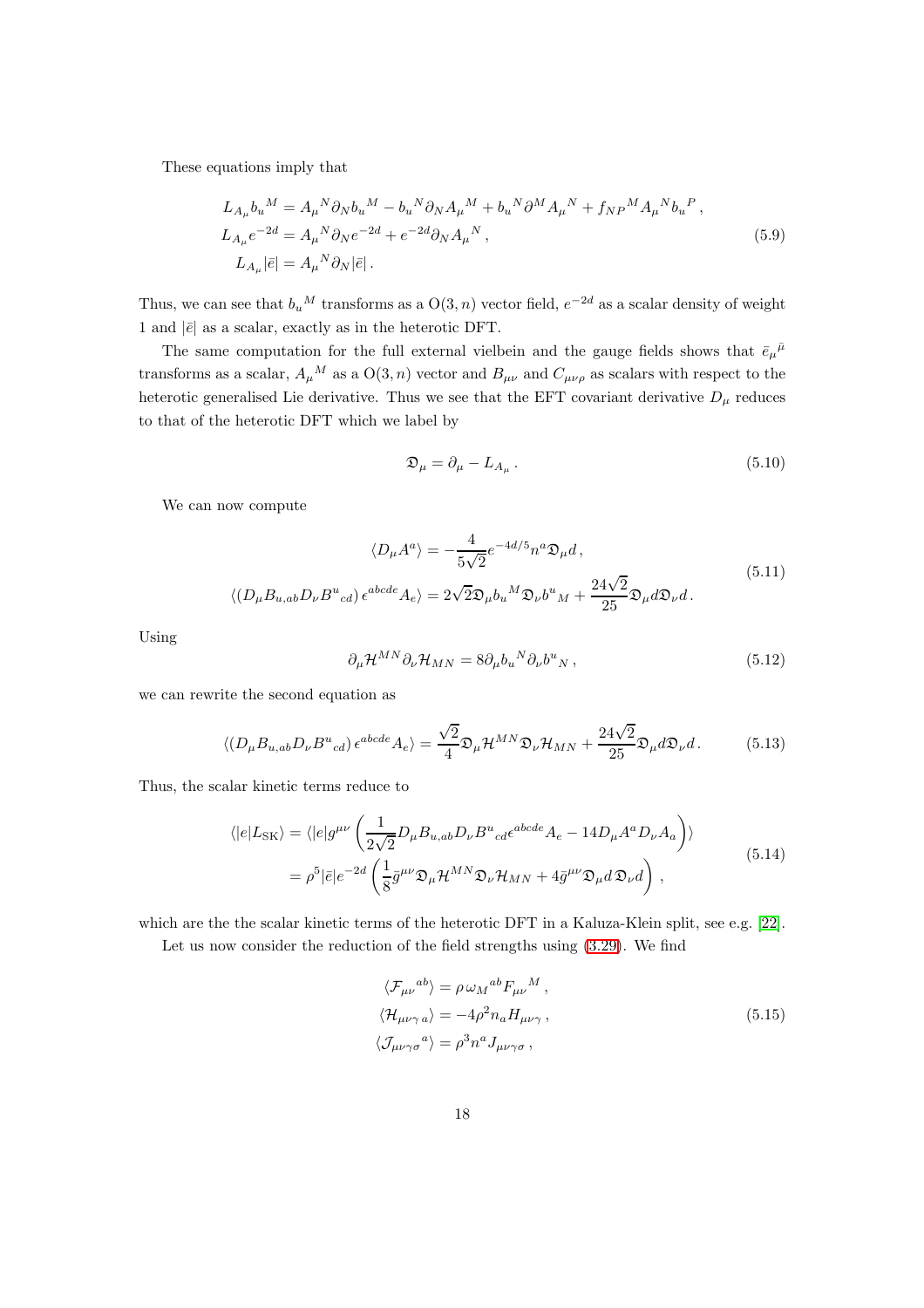These equations imply that

$$
\begin{aligned}
L_{A_\mu} b_u{}^M &= A_\mu{}^N \partial_N b_u{}^M - b_u{}^N \partial_N A_\mu{}^M + b_u{}^N \partial^M A_\mu{}^N + f_{NP}{}^M A_\mu{}^N b_u{}^P \,, \\
L_{A_\mu} e^{-2d} &= A_\mu{}^N \partial_N e^{-2d} + e^{-2d} \partial_N A_\mu{}^N \,, \\
L_{A_\mu} |\bar{e}| &= A_\mu{}^N \partial_N |\bar{e}| \,.
\end{aligned}
\tag{5.9}
$$

Thus, we can see that $b_u{}^M$ transforms as a $\mathrm{O}(3,n)$ vector field, $e^{-2d}$ as a scalar density of weight 1 and $|\bar{e}|$ as a scalar, exactly as in the heterotic DFT.

The same computation for the full external vielbein and the gauge fields shows that $\bar{e}_\mu{}^{\bar{\mu}}$ transforms as a scalar, $A_\mu{}^M$ as a $\mathrm{O}(3,n)$ vector and $B_{\mu\nu}$ and $C_{\mu\nu\rho}$ as scalars with respect to the heterotic generalised Lie derivative. Thus we see that the EFT covariant derivative $D_\mu$ reduces to that of the heterotic DFT which we label by

$$
\mathfrak{D}_\mu = \partial_\mu - L_{A_\mu} \,. \tag{5.10}
$$

We can now compute

$$
\begin{aligned}
\langle D_\mu A^a \rangle &= -\frac{4}{5\sqrt{2}} e^{-4d/5} n^a \mathfrak{D}_\mu d \,, \\
\langle (D_\mu B_{u,ab} D_\nu B^u{}_{cd}) \,\epsilon^{abcde} A_e \rangle &= 2\sqrt{2} \mathfrak{D}_\mu b_u{}^M \mathfrak{D}_\nu b^u{}_M + \frac{24\sqrt{2}}{25} \mathfrak{D}_\mu d \mathfrak{D}_\nu d \,.
\end{aligned}
\tag{5.11}
$$

Using

$$
\partial_\mu \mathcal{H}^{MN} \partial_\nu \mathcal{H}_{MN} = 8 \partial_\mu b_u{}^N \partial_\nu b^u{}_N \,, \tag{5.12}
$$

we can rewrite the second equation as

$$
\langle (D_\mu B_{u,ab} D_\nu B^u{}_{cd}) \,\epsilon^{abcde} A_e \rangle = \frac{\sqrt{2}}{4} \mathfrak{D}_\mu \mathcal{H}^{MN} \mathfrak{D}_\nu \mathcal{H}_{MN} + \frac{24\sqrt{2}}{25} \mathfrak{D}_\mu d \mathfrak{D}_\nu d \,. \tag{5.13}
$$

Thus, the scalar kinetic terms reduce to

$$
\begin{aligned}
\langle |e| L_{\mathrm{SK}} \rangle &= \langle |e| g^{\mu\nu} \left( \frac{1}{2\sqrt{2}} D_\mu B_{u,ab} D_\nu B^u{}_{cd} \epsilon^{abcde} A_e - 14 D_\mu A^a D_\nu A_a \right) \rangle \\
&= \rho^5 |\bar{e}| e^{-2d} \left( \frac{1}{8} \bar{g}^{\mu\nu} \mathfrak{D}_\mu \mathcal{H}^{MN} \mathfrak{D}_\nu \mathcal{H}_{MN} + 4 \bar{g}^{\mu\nu} \mathfrak{D}_\mu d \, \mathfrak{D}_\nu d \right) \,,
\end{aligned}
\tag{5.14}
$$

which are the the scalar kinetic terms of the heterotic DFT in a Kaluza-Klein split, see e.g. [22].

Let us now consider the reduction of the field strengths using (3.29). We find

$$
\begin{aligned}
\langle \mathcal{F}_{\mu\nu}{}^{ab} \rangle &= \rho \, \omega_M{}^{ab} F_{\mu\nu}{}^M \,, \\
\langle \mathcal{H}_{\mu\nu\gamma\, a} \rangle &= -4\rho^2 n_a H_{\mu\nu\gamma} \,, \\
\langle \mathcal{J}_{\mu\nu\gamma\sigma}{}^a \rangle &= \rho^3 n^a J_{\mu\nu\gamma\sigma} \,,
\end{aligned}
\tag{5.15}
$$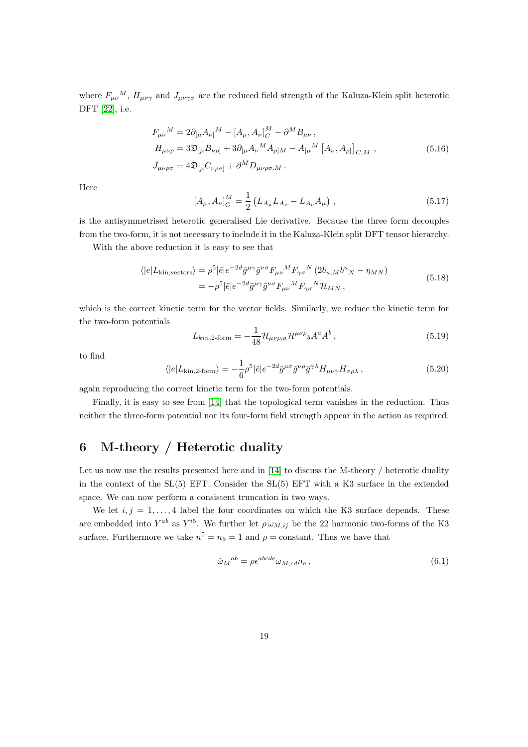where $F_{\mu\nu}{}^M$, $H_{\mu\nu\gamma}$ and $J_{\mu\nu\gamma\sigma}$ are the reduced field strength of the Kaluza-Klein split heterotic DFT [22], i.e.

$$
\begin{aligned}
F_{\mu\nu}{}^M &= 2\partial_{[\mu}A_{\nu]}{}^M - [A_\mu, A_\nu]_C^M - \partial^M B_{\mu\nu}\,, \\
H_{\mu\nu\rho} &= 3\mathfrak{D}_{[\mu}B_{\nu\rho]} + 3\partial_{[\mu}A_\nu{}^M A_{\rho]M} - A_{[\mu}{}^M \left[A_\nu, A_{\rho]}\right]_{C,M}\,, \\
J_{\mu\nu\rho\sigma} &= 4\mathfrak{D}_{[\mu}C_{\nu\rho\sigma]} + \partial^M D_{\mu\nu\rho\sigma,M}\,.
\end{aligned}
\tag{5.16}
$$

Here

$$
[A_\mu, A_\nu]_C^M = \frac{1}{2}\left(L_{A_\mu}L_{A_\nu} - L_{A_\nu}A_\mu\right)\,, \tag{5.17}
$$

is the antisymmetrised heterotic generalised Lie derivative. Because the three form decouples from the two-form, it is not necessary to include it in the Kaluza-Klein split DFT tensor hierarchy.

With the above reduction it is easy to see that

$$
\begin{aligned}
\langle |e| L_{\text{kin,vectors}} \rangle &= \rho^5 |\bar{e}| e^{-2d} \bar{g}^{\mu\gamma}\bar{g}^{\nu\sigma} F_{\mu\nu}{}^M F_{\gamma\sigma}{}^N \left(2b_{u,M}b^u{}_N - \eta_{MN}\right) \\
&= -\rho^5 |\bar{e}| e^{-2d} \bar{g}^{\mu\gamma}\bar{g}^{\nu\sigma} F_{\mu\nu}{}^M F_{\gamma\sigma}{}^N \mathcal{H}_{MN}\,,
\end{aligned}
\tag{5.18}
$$

which is the correct kinetic term for the vector fields. Similarly, we reduce the kinetic term for the two-form potentials

$$
L_{kin,\text{2-form}} = -\frac{1}{48}\mathcal{H}_{\mu\nu\rho,a}\mathcal{H}^{\mu\nu\rho}{}_b A^a A^b\,, \tag{5.19}
$$

to find

$$
\langle |e| L_{\text{kin,2-form}} \rangle = -\frac{1}{6}\rho^5 |\bar{e}| e^{-2d} \bar{g}^{\mu\sigma}\bar{g}^{\nu\rho}\bar{g}^{\gamma\lambda} H_{\mu\nu\gamma} H_{\sigma\rho\lambda}\,, \tag{5.20}
$$

again reproducing the correct kinetic term for the two-form potentials.

Finally, it is easy to see from [14] that the topological term vanishes in the reduction. Thus neither the three-form potential nor its four-form field strength appear in the action as required.

## 6 M-theory / Heterotic duality

Let us now use the results presented here and in [14] to discuss the M-theory / heterotic duality in the context of the SL(5) EFT. Consider the SL(5) EFT with a K3 surface in the extended space. We can now perform a consistent truncation in two ways.

We let $i, j = 1, \ldots, 4$ label the four coordinates on which the K3 surface depends. These are embedded into $Y^{ab}$ as $Y^{i5}$. We further let $\rho\,\omega_{M,ij}$ be the 22 harmonic two-forms of the K3 surface. Furthermore we take $n^5 = n_5 = 1$ and $\rho = $ constant. Thus we have that

$$
\tilde{\omega}_M{}^{ab} = \rho\epsilon^{abcde}\omega_{M,cd}n_e\,, \tag{6.1}
$$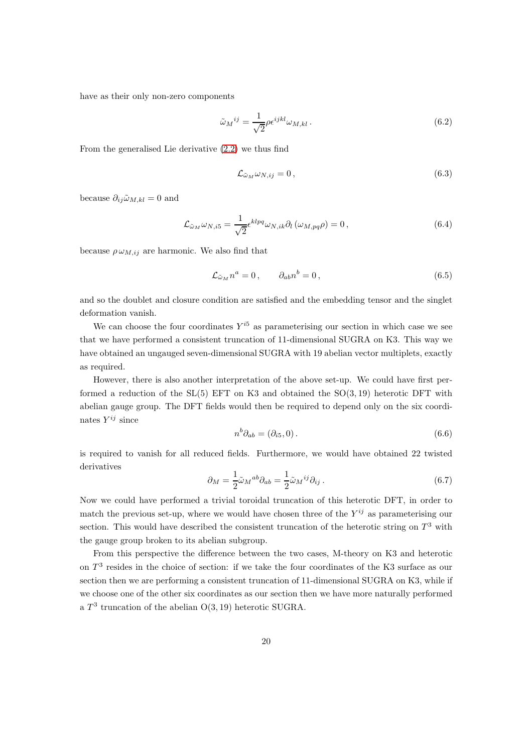have as their only non-zero components

$$\tilde{\omega}_M{}^{ij} = \frac{1}{\sqrt{2}} \rho \epsilon^{ijkl} \omega_{M,kl} \,. \tag{6.2}$$

From the generalised Lie derivative (2.2) we thus find

$$\mathcal{L}_{\tilde{\omega}_M} \omega_{N,ij} = 0 \,, \tag{6.3}$$

because $\partial_{ij} \tilde{\omega}_{M,kl} = 0$ and

$$\mathcal{L}_{\tilde{\omega}_M} \omega_{N,i5} = \frac{1}{\sqrt{2}} \epsilon^{klpq} \omega_{N,ik} \partial_l \left( \omega_{M,pq} \rho \right) = 0 \,, \tag{6.4}$$

because $\rho \, \omega_{M,ij}$ are harmonic. We also find that

$$\mathcal{L}_{\tilde{\omega}_M} n^a = 0 \,, \qquad \partial_{ab} n^b = 0 \,, \tag{6.5}$$

and so the doublet and closure condition are satisfied and the embedding tensor and the singlet deformation vanish.

We can choose the four coordinates $Y^{i5}$ as parameterising our section in which case we see that we have performed a consistent truncation of 11-dimensional SUGRA on K3. This way we have obtained an ungauged seven-dimensional SUGRA with 19 abelian vector multiplets, exactly as required.

However, there is also another interpretation of the above set-up. We could have first performed a reduction of the SL(5) EFT on K3 and obtained the SO(3, 19) heterotic DFT with abelian gauge group. The DFT fields would then be required to depend only on the six coordinates $Y^{ij}$ since

$$n^b \partial_{ab} = \left( \partial_{i5}, 0 \right). \tag{6.6}$$

is required to vanish for all reduced fields. Furthermore, we would have obtained 22 twisted derivatives

$$\partial_M = \frac{1}{2} \tilde{\omega}_M{}^{ab} \partial_{ab} = \frac{1}{2} \tilde{\omega}_M{}^{ij} \partial_{ij} \,. \tag{6.7}$$

Now we could have performed a trivial toroidal truncation of this heterotic DFT, in order to match the previous set-up, where we would have chosen three of the $Y^{ij}$ as parameterising our section. This would have described the consistent truncation of the heterotic string on $T^3$ with the gauge group broken to its abelian subgroup.

From this perspective the difference between the two cases, M-theory on K3 and heterotic on $T^3$ resides in the choice of section: if we take the four coordinates of the K3 surface as our section then we are performing a consistent truncation of 11-dimensional SUGRA on K3, while if we choose one of the other six coordinates as our section then we have more naturally performed a $T^3$ truncation of the abelian O(3, 19) heterotic SUGRA.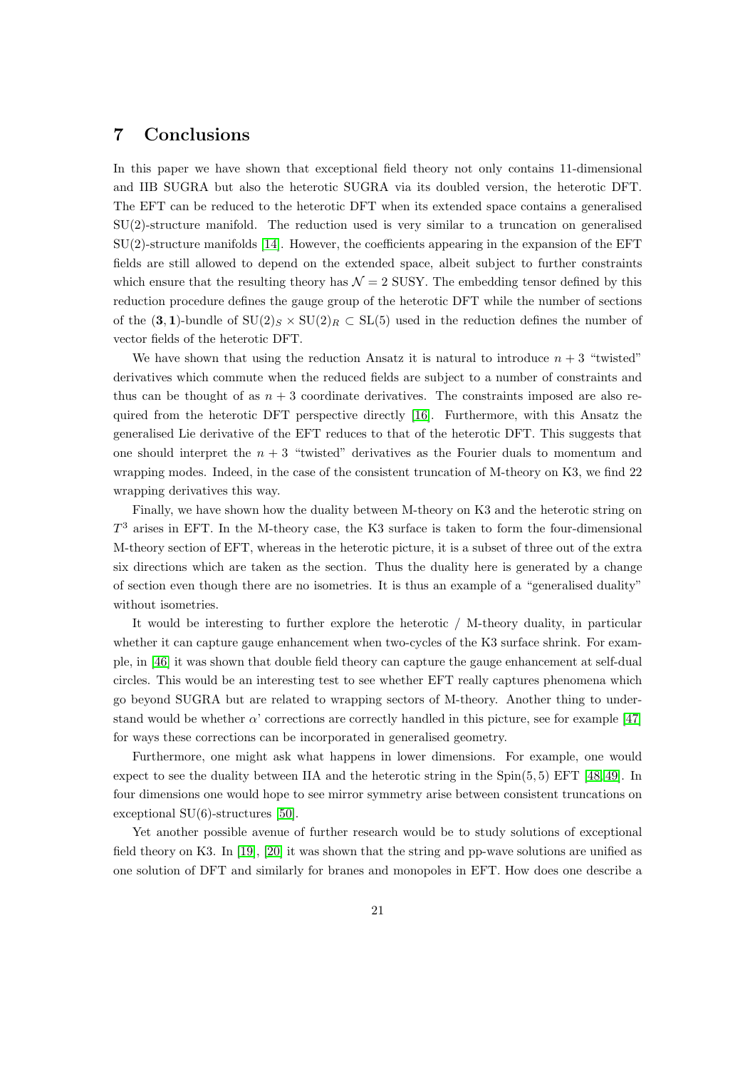## 7 Conclusions

In this paper we have shown that exceptional field theory not only contains 11-dimensional and IIB SUGRA but also the heterotic SUGRA via its doubled version, the heterotic DFT. The EFT can be reduced to the heterotic DFT when its extended space contains a generalised SU(2)-structure manifold. The reduction used is very similar to a truncation on generalised SU(2)-structure manifolds [14]. However, the coefficients appearing in the expansion of the EFT fields are still allowed to depend on the extended space, albeit subject to further constraints which ensure that the resulting theory has $\mathcal{N}=2$ SUSY. The embedding tensor defined by this reduction procedure defines the gauge group of the heterotic DFT while the number of sections of the $(\mathbf{3},\mathbf{1})$-bundle of $\mathrm{SU}(2)_S \times \mathrm{SU}(2)_R \subset \mathrm{SL}(5)$ used in the reduction defines the number of vector fields of the heterotic DFT.

We have shown that using the reduction Ansatz it is natural to introduce $n+3$ "twisted" derivatives which commute when the reduced fields are subject to a number of constraints and thus can be thought of as $n+3$ coordinate derivatives. The constraints imposed are also required from the heterotic DFT perspective directly [16]. Furthermore, with this Ansatz the generalised Lie derivative of the EFT reduces to that of the heterotic DFT. This suggests that one should interpret the $n+3$ "twisted" derivatives as the Fourier duals to momentum and wrapping modes. Indeed, in the case of the consistent truncation of M-theory on K3, we find 22 wrapping derivatives this way.

Finally, we have shown how the duality between M-theory on K3 and the heterotic string on $T^3$ arises in EFT. In the M-theory case, the K3 surface is taken to form the four-dimensional M-theory section of EFT, whereas in the heterotic picture, it is a subset of three out of the extra six directions which are taken as the section. Thus the duality here is generated by a change of section even though there are no isometries. It is thus an example of a "generalised duality" without isometries.

It would be interesting to further explore the heterotic / M-theory duality, in particular whether it can capture gauge enhancement when two-cycles of the K3 surface shrink. For example, in [46] it was shown that double field theory can capture the gauge enhancement at self-dual circles. This would be an interesting test to see whether EFT really captures phenomena which go beyond SUGRA but are related to wrapping sectors of M-theory. Another thing to understand would be whether $\alpha$' corrections are correctly handled in this picture, see for example [47] for ways these corrections can be incorporated in generalised geometry.

Furthermore, one might ask what happens in lower dimensions. For example, one would expect to see the duality between IIA and the heterotic string in the Spin(5, 5) EFT [48,49]. In four dimensions one would hope to see mirror symmetry arise between consistent truncations on exceptional SU(6)-structures [50].

Yet another possible avenue of further research would be to study solutions of exceptional field theory on K3. In [19], [20] it was shown that the string and pp-wave solutions are unified as one solution of DFT and similarly for branes and monopoles in EFT. How does one describe a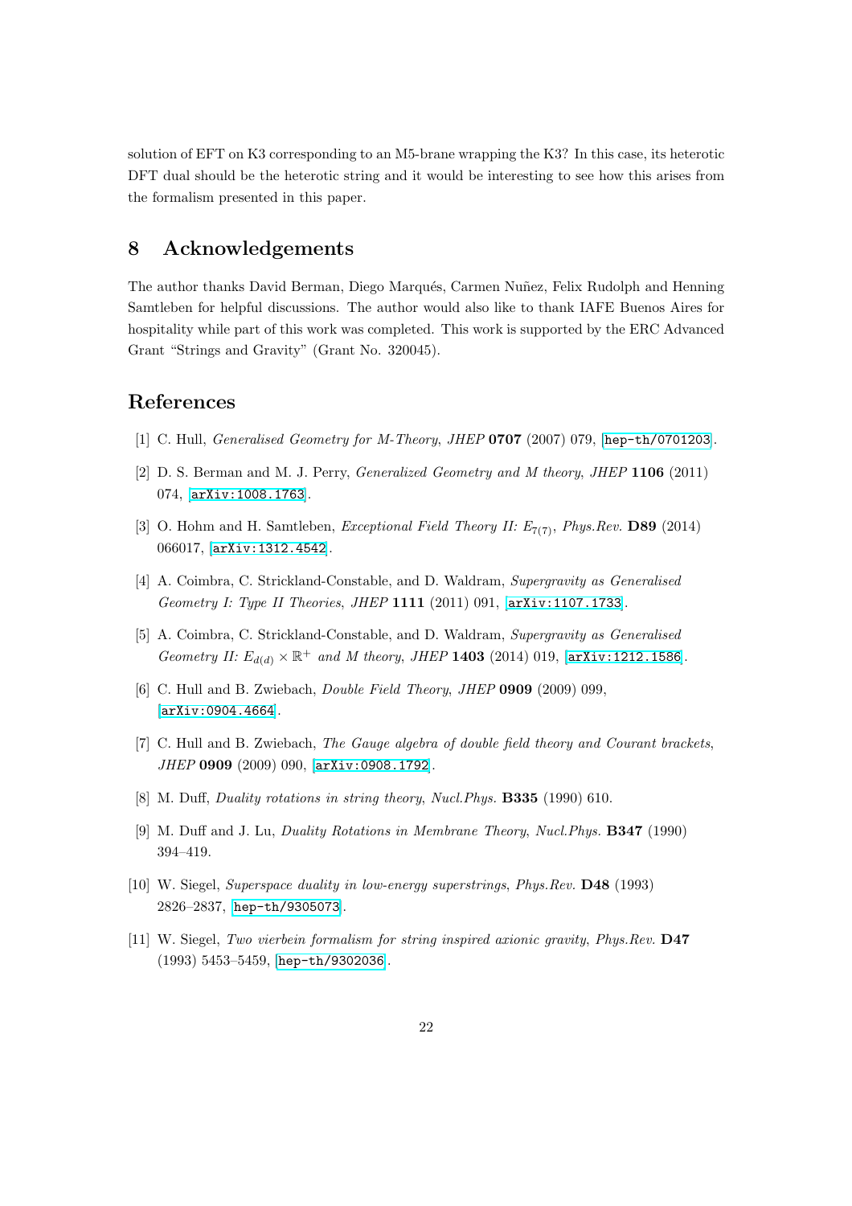solution of EFT on K3 corresponding to an M5-brane wrapping the K3? In this case, its heterotic DFT dual should be the heterotic string and it would be interesting to see how this arises from the formalism presented in this paper.

## 8 Acknowledgements

The author thanks David Berman, Diego Marqués, Carmen Nuñez, Felix Rudolph and Henning Samtleben for helpful discussions. The author would also like to thank IAFE Buenos Aires for hospitality while part of this work was completed. This work is supported by the ERC Advanced Grant "Strings and Gravity" (Grant No. 320045).

## References

[1] C. Hull, *Generalised Geometry for M-Theory*, *JHEP* **0707** (2007) 079, [hep-th/0701203].

[2] D. S. Berman and M. J. Perry, *Generalized Geometry and M theory*, *JHEP* **1106** (2011) 074, [arXiv:1008.1763].

[3] O. Hohm and H. Samtleben, *Exceptional Field Theory II: $E_{7(7)}$*, *Phys.Rev.* **D89** (2014) 066017, [arXiv:1312.4542].

[4] A. Coimbra, C. Strickland-Constable, and D. Waldram, *Supergravity as Generalised Geometry I: Type II Theories*, *JHEP* **1111** (2011) 091, [arXiv:1107.1733].

[5] A. Coimbra, C. Strickland-Constable, and D. Waldram, *Supergravity as Generalised Geometry II: $E_{d(d)} \times \mathbb{R}^+$ and M theory*, *JHEP* **1403** (2014) 019, [arXiv:1212.1586].

[6] C. Hull and B. Zwiebach, *Double Field Theory*, *JHEP* **0909** (2009) 099, [arXiv:0904.4664].

[7] C. Hull and B. Zwiebach, *The Gauge algebra of double field theory and Courant brackets*, *JHEP* **0909** (2009) 090, [arXiv:0908.1792].

[8] M. Duff, *Duality rotations in string theory*, *Nucl.Phys.* **B335** (1990) 610.

[9] M. Duff and J. Lu, *Duality Rotations in Membrane Theory*, *Nucl.Phys.* **B347** (1990) 394–419.

[10] W. Siegel, *Superspace duality in low-energy superstrings*, *Phys.Rev.* **D48** (1993) 2826–2837, [hep-th/9305073].

[11] W. Siegel, *Two vierbein formalism for string inspired axionic gravity*, *Phys.Rev.* **D47** (1993) 5453–5459, [hep-th/9302036].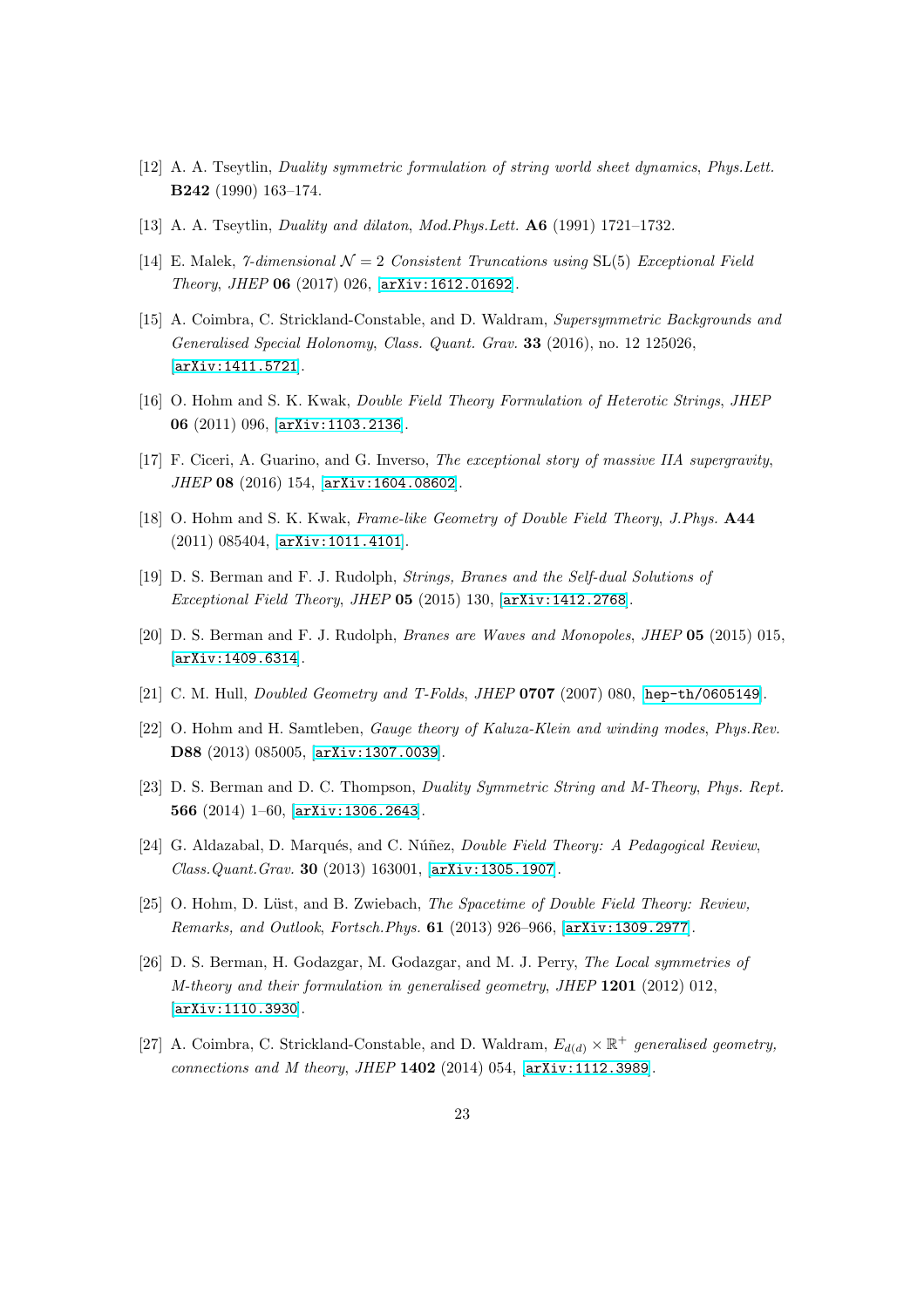[12] A. A. Tseytlin, *Duality symmetric formulation of string world sheet dynamics*, *Phys.Lett.* **B242** (1990) 163–174.

[13] A. A. Tseytlin, *Duality and dilaton*, *Mod.Phys.Lett.* **A6** (1991) 1721–1732.

[14] E. Malek, *7-dimensional $\mathcal{N} = 2$ Consistent Truncations using* SL(5) *Exceptional Field Theory*, *JHEP* **06** (2017) 026, [arXiv:1612.01692].

[15] A. Coimbra, C. Strickland-Constable, and D. Waldram, *Supersymmetric Backgrounds and Generalised Special Holonomy*, *Class. Quant. Grav.* **33** (2016), no. 12 125026, [arXiv:1411.5721].

[16] O. Hohm and S. K. Kwak, *Double Field Theory Formulation of Heterotic Strings*, *JHEP* **06** (2011) 096, [arXiv:1103.2136].

[17] F. Ciceri, A. Guarino, and G. Inverso, *The exceptional story of massive IIA supergravity*, *JHEP* **08** (2016) 154, [arXiv:1604.08602].

[18] O. Hohm and S. K. Kwak, *Frame-like Geometry of Double Field Theory*, *J.Phys.* **A44** (2011) 085404, [arXiv:1011.4101].

[19] D. S. Berman and F. J. Rudolph, *Strings, Branes and the Self-dual Solutions of Exceptional Field Theory*, *JHEP* **05** (2015) 130, [arXiv:1412.2768].

[20] D. S. Berman and F. J. Rudolph, *Branes are Waves and Monopoles*, *JHEP* **05** (2015) 015, [arXiv:1409.6314].

[21] C. M. Hull, *Doubled Geometry and T-Folds*, *JHEP* **0707** (2007) 080, [hep-th/0605149].

[22] O. Hohm and H. Samtleben, *Gauge theory of Kaluza-Klein and winding modes*, *Phys.Rev.* **D88** (2013) 085005, [arXiv:1307.0039].

[23] D. S. Berman and D. C. Thompson, *Duality Symmetric String and M-Theory*, *Phys. Rept.* **566** (2014) 1–60, [arXiv:1306.2643].

[24] G. Aldazabal, D. Marqués, and C. Núñez, *Double Field Theory: A Pedagogical Review*, *Class.Quant.Grav.* **30** (2013) 163001, [arXiv:1305.1907].

[25] O. Hohm, D. Lüst, and B. Zwiebach, *The Spacetime of Double Field Theory: Review, Remarks, and Outlook*, *Fortsch.Phys.* **61** (2013) 926–966, [arXiv:1309.2977].

[26] D. S. Berman, H. Godazgar, M. Godazgar, and M. J. Perry, *The Local symmetries of M-theory and their formulation in generalised geometry*, *JHEP* **1201** (2012) 012, [arXiv:1110.3930].

[27] A. Coimbra, C. Strickland-Constable, and D. Waldram, *$E_{d(d)} \times \mathbb{R}^+$ generalised geometry, connections and M theory*, *JHEP* **1402** (2014) 054, [arXiv:1112.3989].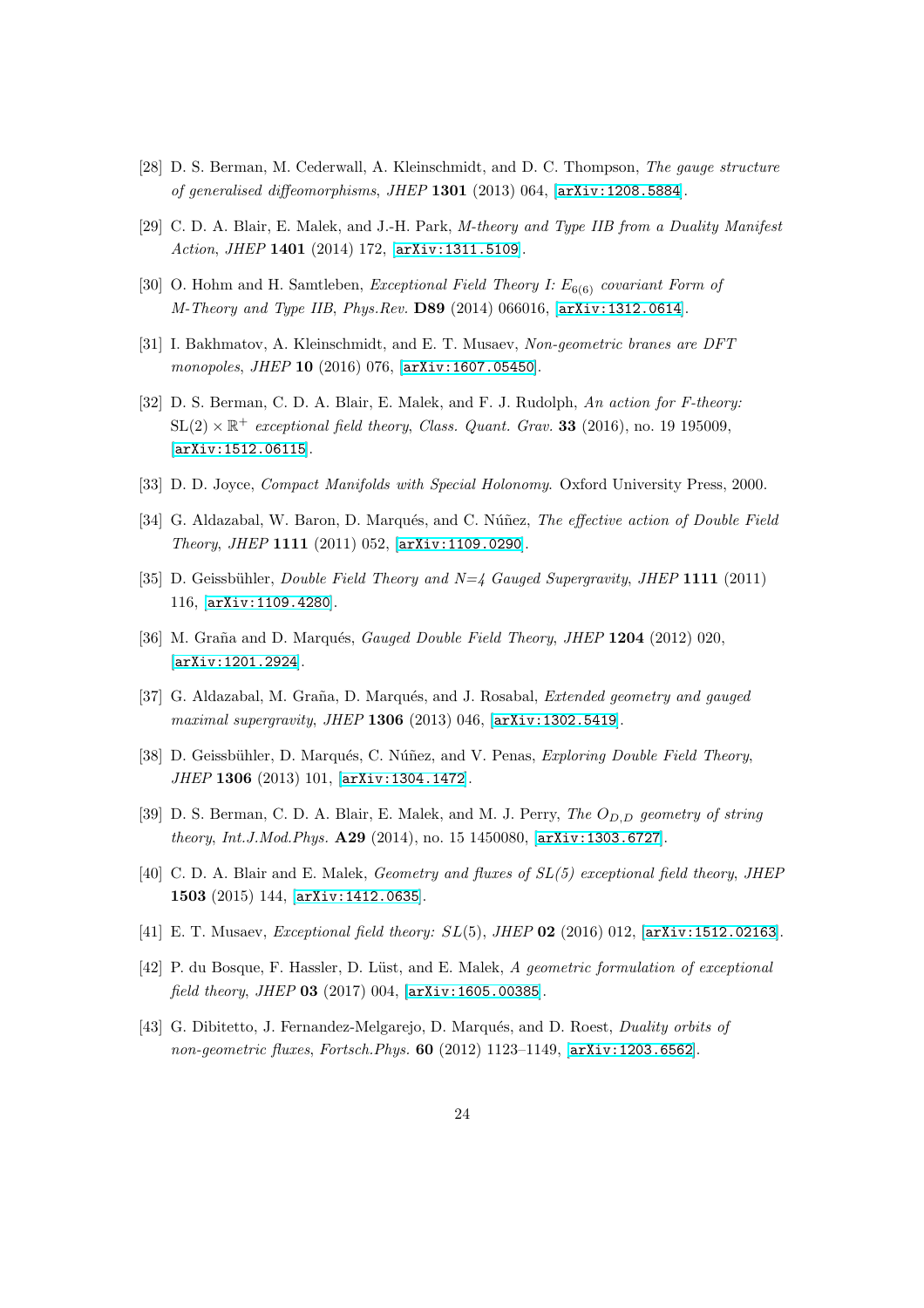[28] D. S. Berman, M. Cederwall, A. Kleinschmidt, and D. C. Thompson, *The gauge structure of generalised diffeomorphisms*, *JHEP* **1301** (2013) 064, [arXiv:1208.5884].

[29] C. D. A. Blair, E. Malek, and J.-H. Park, *M-theory and Type IIB from a Duality Manifest Action*, *JHEP* **1401** (2014) 172, [arXiv:1311.5109].

[30] O. Hohm and H. Samtleben, *Exceptional Field Theory I: $E_{6(6)}$ covariant Form of M-Theory and Type IIB*, *Phys.Rev.* **D89** (2014) 066016, [arXiv:1312.0614].

[31] I. Bakhmatov, A. Kleinschmidt, and E. T. Musaev, *Non-geometric branes are DFT monopoles*, *JHEP* **10** (2016) 076, [arXiv:1607.05450].

[32] D. S. Berman, C. D. A. Blair, E. Malek, and F. J. Rudolph, *An action for F-theory: $\mathrm{SL}(2) \times \mathbb{R}^+$ exceptional field theory*, *Class. Quant. Grav.* **33** (2016), no. 19 195009, [arXiv:1512.06115].

[33] D. D. Joyce, *Compact Manifolds with Special Holonomy*. Oxford University Press, 2000.

[34] G. Aldazabal, W. Baron, D. Marqués, and C. Núñez, *The effective action of Double Field Theory*, *JHEP* **1111** (2011) 052, [arXiv:1109.0290].

[35] D. Geissbühler, *Double Field Theory and N=4 Gauged Supergravity*, *JHEP* **1111** (2011) 116, [arXiv:1109.4280].

[36] M. Graña and D. Marqués, *Gauged Double Field Theory*, *JHEP* **1204** (2012) 020, [arXiv:1201.2924].

[37] G. Aldazabal, M. Graña, D. Marqués, and J. Rosabal, *Extended geometry and gauged maximal supergravity*, *JHEP* **1306** (2013) 046, [arXiv:1302.5419].

[38] D. Geissbühler, D. Marqués, C. Núñez, and V. Penas, *Exploring Double Field Theory*, *JHEP* **1306** (2013) 101, [arXiv:1304.1472].

[39] D. S. Berman, C. D. A. Blair, E. Malek, and M. J. Perry, *The $O_{D,D}$ geometry of string theory*, *Int.J.Mod.Phys.* **A29** (2014), no. 15 1450080, [arXiv:1303.6727].

[40] C. D. A. Blair and E. Malek, *Geometry and fluxes of SL(5) exceptional field theory*, *JHEP* **1503** (2015) 144, [arXiv:1412.0635].

[41] E. T. Musaev, *Exceptional field theory: $SL(5)$*, *JHEP* **02** (2016) 012, [arXiv:1512.02163].

[42] P. du Bosque, F. Hassler, D. Lüst, and E. Malek, *A geometric formulation of exceptional field theory*, *JHEP* **03** (2017) 004, [arXiv:1605.00385].

[43] G. Dibitetto, J. Fernandez-Melgarejo, D. Marqués, and D. Roest, *Duality orbits of non-geometric fluxes*, *Fortsch.Phys.* **60** (2012) 1123–1149, [arXiv:1203.6562].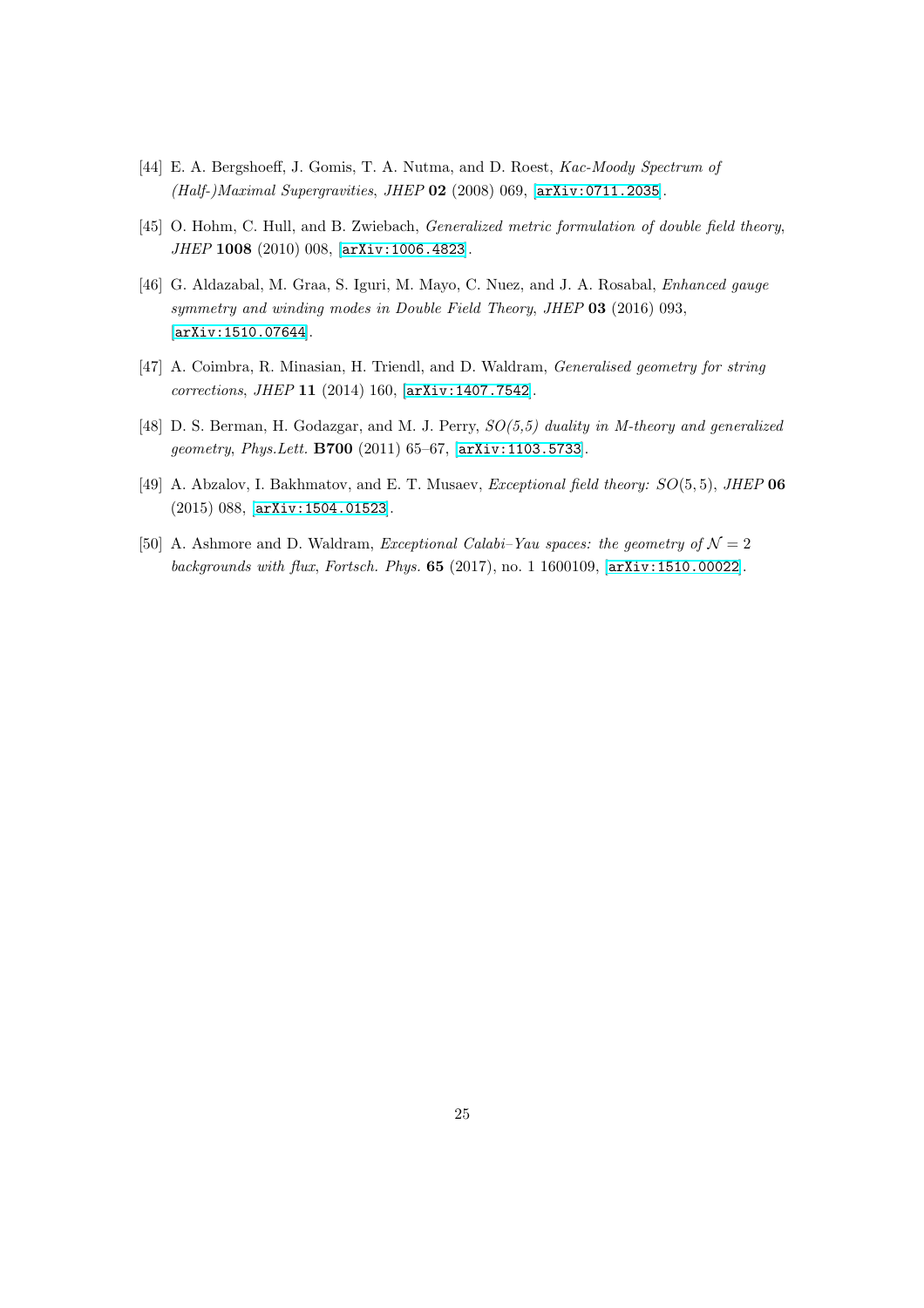[44] E. A. Bergshoeff, J. Gomis, T. A. Nutma, and D. Roest, *Kac-Moody Spectrum of (Half-)Maximal Supergravities*, *JHEP* **02** (2008) 069, [arXiv:0711.2035].

[45] O. Hohm, C. Hull, and B. Zwiebach, *Generalized metric formulation of double field theory*, *JHEP* **1008** (2010) 008, [arXiv:1006.4823].

[46] G. Aldazabal, M. Graa, S. Iguri, M. Mayo, C. Nuez, and J. A. Rosabal, *Enhanced gauge symmetry and winding modes in Double Field Theory*, *JHEP* **03** (2016) 093, [arXiv:1510.07644].

[47] A. Coimbra, R. Minasian, H. Triendl, and D. Waldram, *Generalised geometry for string corrections*, *JHEP* **11** (2014) 160, [arXiv:1407.7542].

[48] D. S. Berman, H. Godazgar, and M. J. Perry, *SO(5,5) duality in M-theory and generalized geometry*, *Phys.Lett.* **B700** (2011) 65–67, [arXiv:1103.5733].

[49] A. Abzalov, I. Bakhmatov, and E. T. Musaev, *Exceptional field theory: $SO(5,5)$*, *JHEP* **06** (2015) 088, [arXiv:1504.01523].

[50] A. Ashmore and D. Waldram, *Exceptional Calabi–Yau spaces: the geometry of $\mathcal{N} = 2$ backgrounds with flux*, *Fortsch. Phys.* **65** (2017), no. 1 1600109, [arXiv:1510.00022].